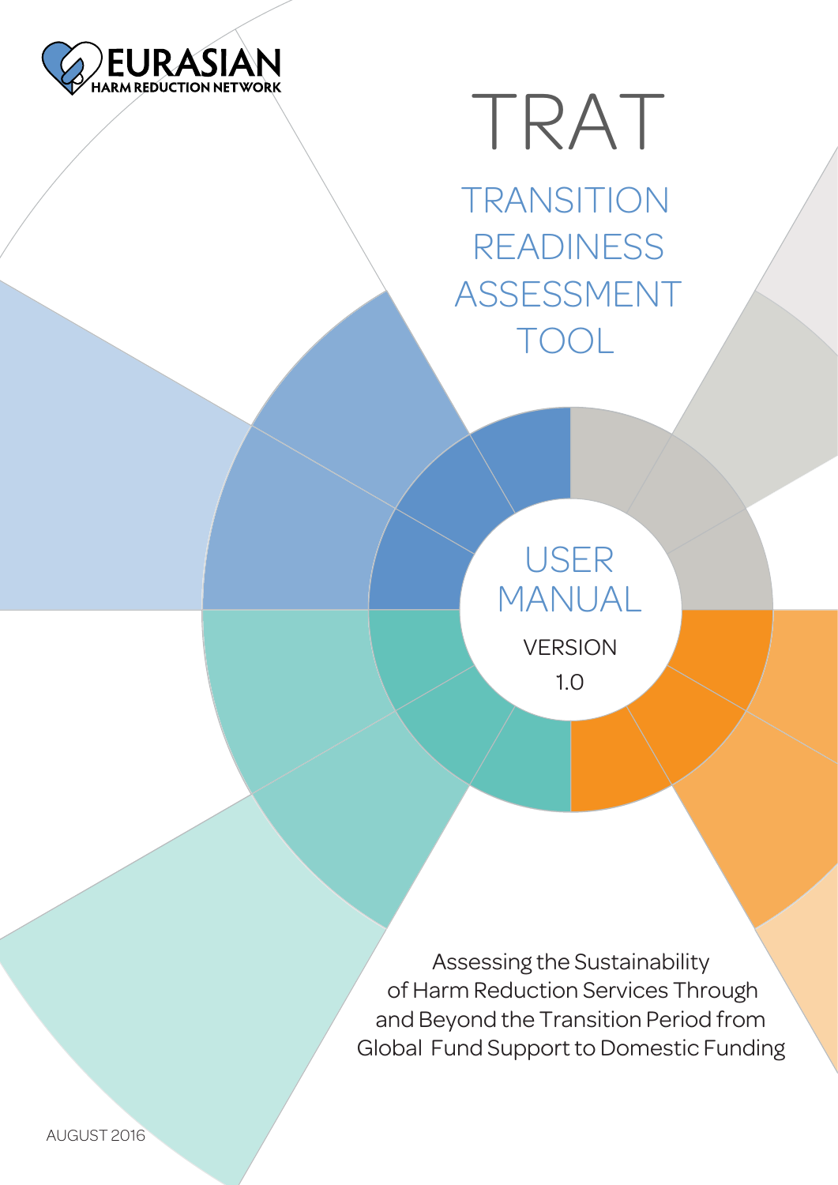EURASIAN HARM REDUCTION NETWORK

# TRAT

## TRANSITION READINESS ASSESSMENT TOOL

## USER MANUAL

VERSION 1.0

Assessing the Sustainability of Harm Reduction Services Through and Beyond the Transition Period from Global Fund Support to Domestic Funding

AUGUST 2016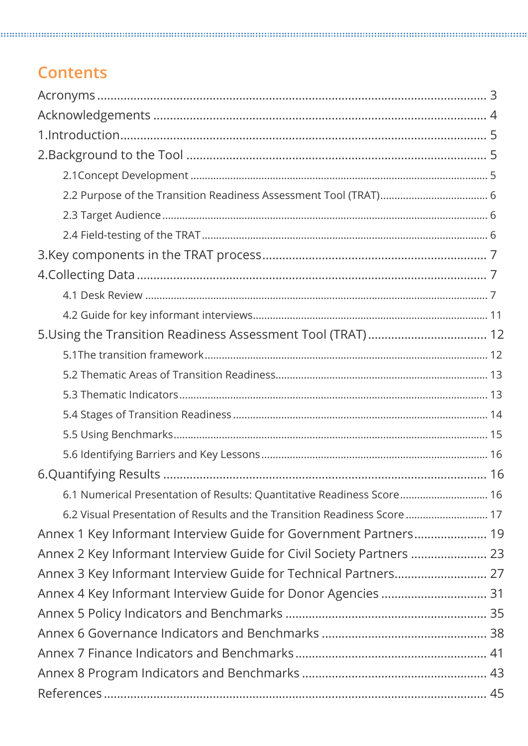# Contents

Acronyms ............................................................................................................. 3
Acknowledgements ............................................................................................. 4
1.Introduction ..................................................................................................... 5
2.Background to the Tool .................................................................................... 5
  2.1Concept Development ..................................................................................... 5
  2.2 Purpose of the Transition Readiness Assessment Tool (TRAT) ................................ 6
  2.3 Target Audience ............................................................................................. 6
  2.4 Field-testing of the TRAT .................................................................................. 6
3.Key components in the TRAT process ................................................................... 7
4.Collecting Data ................................................................................................. 7
  4.1 Desk Review .................................................................................................. 7
  4.2 Guide for key informant interviews ................................................................... 11
5.Using the Transition Readiness Assessment Tool (TRAT) ......................................... 12
  5.1The transition framework ................................................................................ 12
  5.2 Thematic Areas of Transition Readiness ............................................................. 13
  5.3 Thematic Indicators ........................................................................................ 13
  5.4 Stages of Transition Readiness .......................................................................... 14
  5.5 Using Benchmarks ......................................................................................... 15
  5.6 Identifying Barriers and Key Lessons ................................................................. 16
6.Quantifying Results ........................................................................................... 16
  6.1 Numerical Presentation of Results: Quantitative Readiness Score ........................... 16
  6.2 Visual Presentation of Results and the Transition Readiness Score .......................... 17
Annex 1 Key Informant Interview Guide for Government Partners ................................ 19
Annex 2 Key Informant Interview Guide for Civil Society Partners ................................ 23
Annex 3 Key Informant Interview Guide for Technical Partners ..................................... 27
Annex 4 Key Informant Interview Guide for Donor Agencies ......................................... 31
Annex 5 Policy Indicators and Benchmarks .................................................................. 35
Annex 6 Governance Indicators and Benchmarks ......................................................... 38
Annex 7 Finance Indicators and Benchmarks ............................................................... 41
Annex 8 Program Indicators and Benchmarks .............................................................. 43
References ........................................................................................................... 45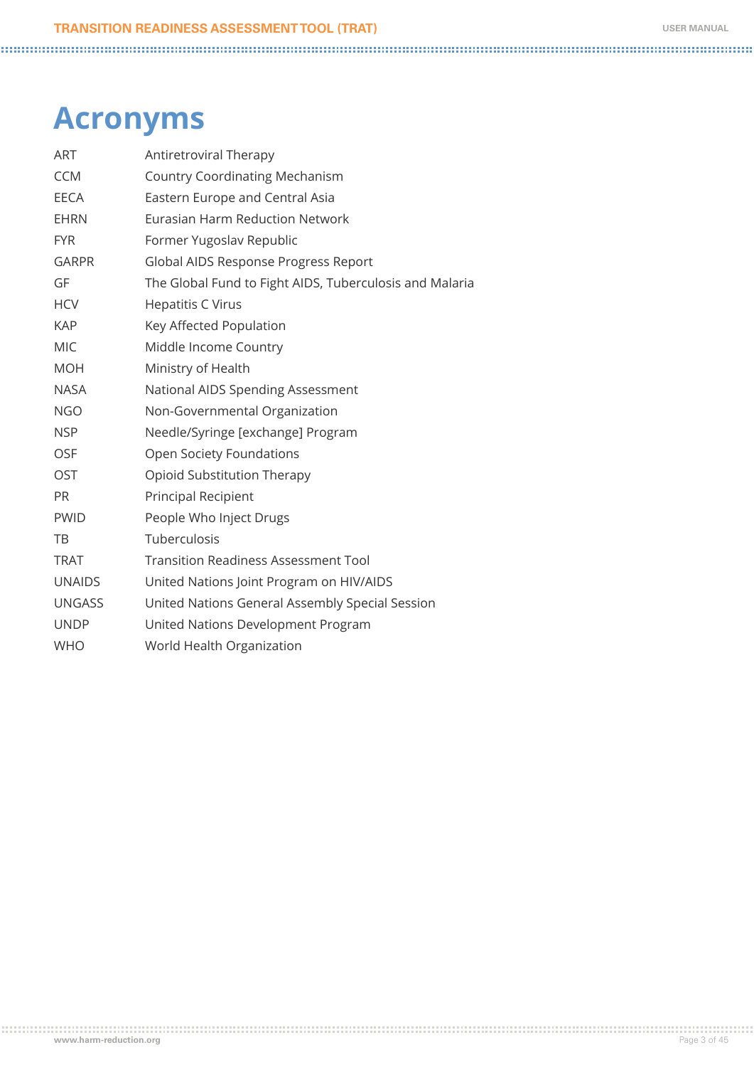# Acronyms

| | |
|---|---|
| ART | Antiretroviral Therapy |
| CCM | Country Coordinating Mechanism |
| EECA | Eastern Europe and Central Asia |
| EHRN | Eurasian Harm Reduction Network |
| FYR | Former Yugoslav Republic |
| GARPR | Global AIDS Response Progress Report |
| GF | The Global Fund to Fight AIDS, Tuberculosis and Malaria |
| HCV | Hepatitis C Virus |
| KAP | Key Affected Population |
| MIC | Middle Income Country |
| MOH | Ministry of Health |
| NASA | National AIDS Spending Assessment |
| NGO | Non-Governmental Organization |
| NSP | Needle/Syringe [exchange] Program |
| OSF | Open Society Foundations |
| OST | Opioid Substitution Therapy |
| PR | Principal Recipient |
| PWID | People Who Inject Drugs |
| TB | Tuberculosis |
| TRAT | Transition Readiness Assessment Tool |
| UNAIDS | United Nations Joint Program on HIV/AIDS |
| UNGASS | United Nations General Assembly Special Session |
| UNDP | United Nations Development Program |
| WHO | World Health Organization |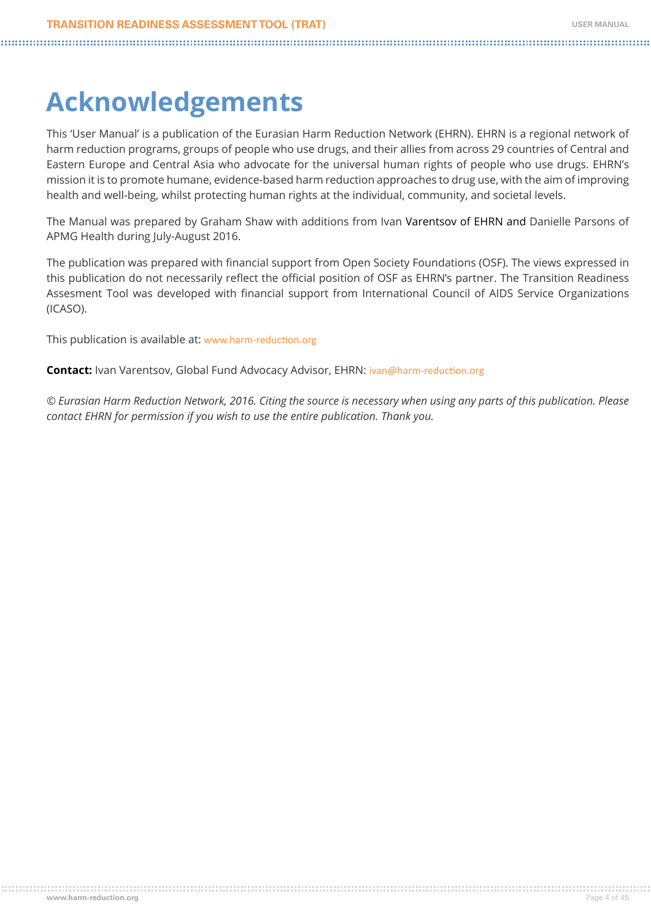# Acknowledgements

This 'User Manual' is a publication of the Eurasian Harm Reduction Network (EHRN). EHRN is a regional network of harm reduction programs, groups of people who use drugs, and their allies from across 29 countries of Central and Eastern Europe and Central Asia who advocate for the universal human rights of people who use drugs. EHRN's mission it is to promote humane, evidence-based harm reduction approaches to drug use, with the aim of improving health and well-being, whilst protecting human rights at the individual, community, and societal levels.

The Manual was prepared by Graham Shaw with additions from Ivan Varentsov of EHRN and Danielle Parsons of APMG Health during July-August 2016.

The publication was prepared with financial support from Open Society Foundations (OSF). The views expressed in this publication do not necessarily reflect the official position of OSF as EHRN's partner. The Transition Readiness Assesment Tool was developed with financial support from International Council of AIDS Service Organizations (ICASO).

This publication is available at: www.harm-reduction.org

**Contact:** Ivan Varentsov, Global Fund Advocacy Advisor, EHRN: ivan@harm-reduction.org

*© Eurasian Harm Reduction Network, 2016. Citing the source is necessary when using any parts of this publication. Please contact EHRN for permission if you wish to use the entire publication. Thank you.*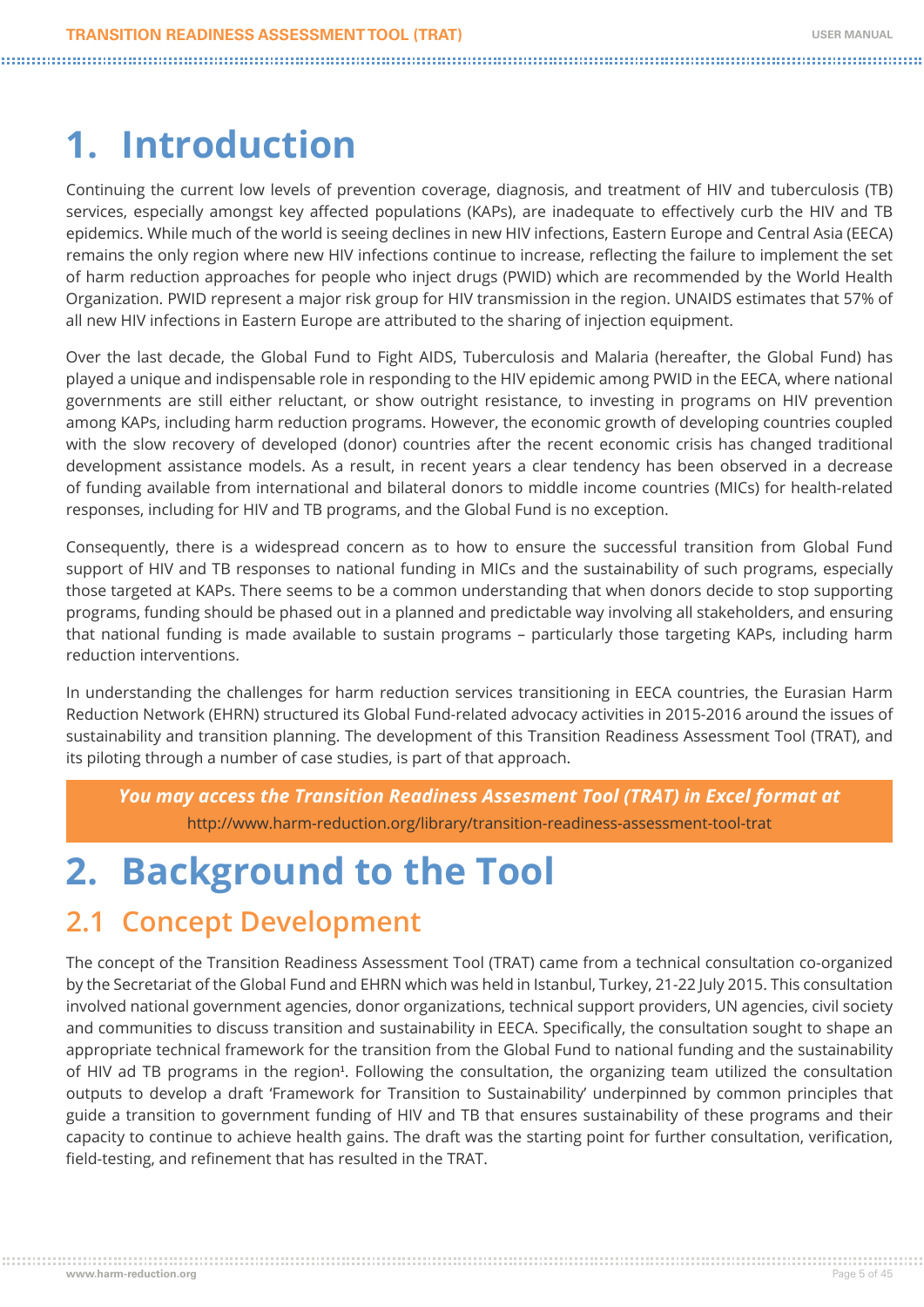# 1. Introduction

Continuing the current low levels of prevention coverage, diagnosis, and treatment of HIV and tuberculosis (TB) services, especially amongst key affected populations (KAPs), are inadequate to effectively curb the HIV and TB epidemics. While much of the world is seeing declines in new HIV infections, Eastern Europe and Central Asia (EECA) remains the only region where new HIV infections continue to increase, reflecting the failure to implement the set of harm reduction approaches for people who inject drugs (PWID) which are recommended by the World Health Organization. PWID represent a major risk group for HIV transmission in the region. UNAIDS estimates that 57% of all new HIV infections in Eastern Europe are attributed to the sharing of injection equipment.

Over the last decade, the Global Fund to Fight AIDS, Tuberculosis and Malaria (hereafter, the Global Fund) has played a unique and indispensable role in responding to the HIV epidemic among PWID in the EECA, where national governments are still either reluctant, or show outright resistance, to investing in programs on HIV prevention among KAPs, including harm reduction programs. However, the economic growth of developing countries coupled with the slow recovery of developed (donor) countries after the recent economic crisis has changed traditional development assistance models. As a result, in recent years a clear tendency has been observed in a decrease of funding available from international and bilateral donors to middle income countries (MICs) for health-related responses, including for HIV and TB programs, and the Global Fund is no exception.

Consequently, there is a widespread concern as to how to ensure the successful transition from Global Fund support of HIV and TB responses to national funding in MICs and the sustainability of such programs, especially those targeted at KAPs. There seems to be a common understanding that when donors decide to stop supporting programs, funding should be phased out in a planned and predictable way involving all stakeholders, and ensuring that national funding is made available to sustain programs – particularly those targeting KAPs, including harm reduction interventions.

In understanding the challenges for harm reduction services transitioning in EECA countries, the Eurasian Harm Reduction Network (EHRN) structured its Global Fund-related advocacy activities in 2015-2016 around the issues of sustainability and transition planning. The development of this Transition Readiness Assessment Tool (TRAT), and its piloting through a number of case studies, is part of that approach.

***You may access the Transition Readiness Assesment Tool (TRAT) in Excel format at***
http://www.harm-reduction.org/library/transition-readiness-assessment-tool-trat

# 2. Background to the Tool

## 2.1 Concept Development

The concept of the Transition Readiness Assessment Tool (TRAT) came from a technical consultation co-organized by the Secretariat of the Global Fund and EHRN which was held in Istanbul, Turkey, 21-22 July 2015. This consultation involved national government agencies, donor organizations, technical support providers, UN agencies, civil society and communities to discuss transition and sustainability in EECA. Specifically, the consultation sought to shape an appropriate technical framework for the transition from the Global Fund to national funding and the sustainability of HIV ad TB programs in the region[1]. Following the consultation, the organizing team utilized the consultation outputs to develop a draft 'Framework for Transition to Sustainability' underpinned by common principles that guide a transition to government funding of HIV and TB that ensures sustainability of these programs and their capacity to continue to achieve health gains. The draft was the starting point for further consultation, verification, field-testing, and refinement that has resulted in the TRAT.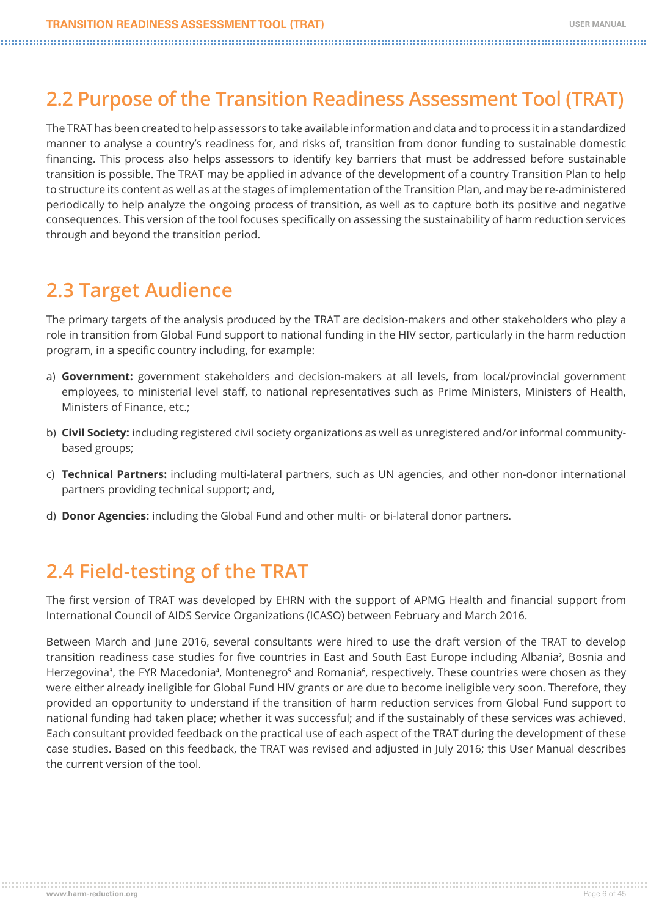## 2.2 Purpose of the Transition Readiness Assessment Tool (TRAT)

The TRAT has been created to help assessors to take available information and data and to process it in a standardized manner to analyse a country's readiness for, and risks of, transition from donor funding to sustainable domestic financing. This process also helps assessors to identify key barriers that must be addressed before sustainable transition is possible. The TRAT may be applied in advance of the development of a country Transition Plan to help to structure its content as well as at the stages of implementation of the Transition Plan, and may be re-administered periodically to help analyze the ongoing process of transition, as well as to capture both its positive and negative consequences. This version of the tool focuses specifically on assessing the sustainability of harm reduction services through and beyond the transition period.

## 2.3 Target Audience

The primary targets of the analysis produced by the TRAT are decision-makers and other stakeholders who play a role in transition from Global Fund support to national funding in the HIV sector, particularly in the harm reduction program, in a specific country including, for example:

a) **Government:** government stakeholders and decision-makers at all levels, from local/provincial government employees, to ministerial level staff, to national representatives such as Prime Ministers, Ministers of Health, Ministers of Finance, etc.;

b) **Civil Society:** including registered civil society organizations as well as unregistered and/or informal community-based groups;

c) **Technical Partners:** including multi-lateral partners, such as UN agencies, and other non-donor international partners providing technical support; and,

d) **Donor Agencies:** including the Global Fund and other multi- or bi-lateral donor partners.

## 2.4 Field-testing of the TRAT

The first version of TRAT was developed by EHRN with the support of APMG Health and financial support from International Council of AIDS Service Organizations (ICASO) between February and March 2016.

Between March and June 2016, several consultants were hired to use the draft version of the TRAT to develop transition readiness case studies for five countries in East and South East Europe including Albania[2], Bosnia and Herzegovina[3], the FYR Macedonia[4], Montenegro[5] and Romania[6], respectively. These countries were chosen as they were either already ineligible for Global Fund HIV grants or are due to become ineligible very soon. Therefore, they provided an opportunity to understand if the transition of harm reduction services from Global Fund support to national funding had taken place; whether it was successful; and if the sustainably of these services was achieved. Each consultant provided feedback on the practical use of each aspect of the TRAT during the development of these case studies. Based on this feedback, the TRAT was revised and adjusted in July 2016; this User Manual describes the current version of the tool.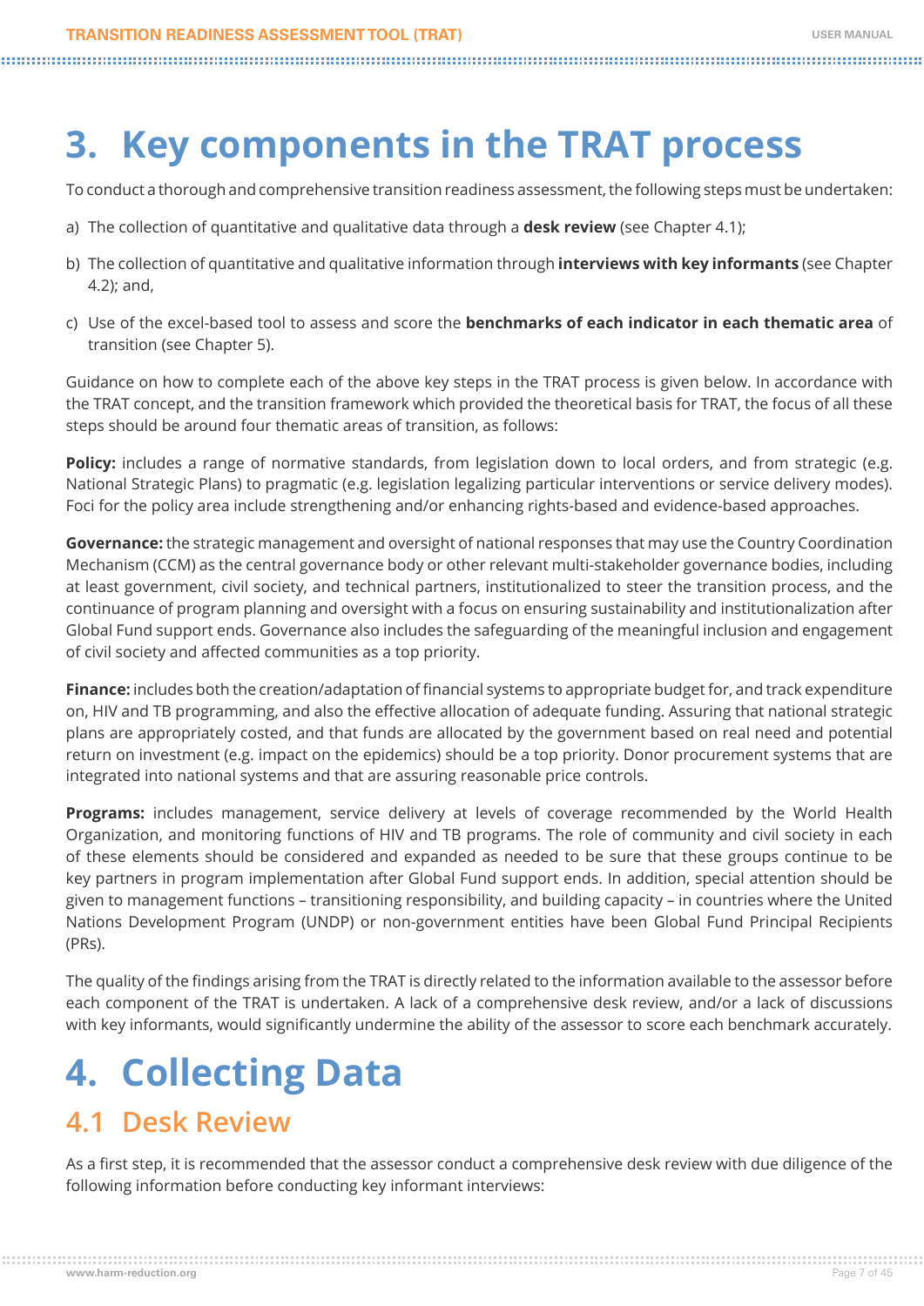# 3. Key components in the TRAT process

To conduct a thorough and comprehensive transition readiness assessment, the following steps must be undertaken:

a) The collection of quantitative and qualitative data through a **desk review** (see Chapter 4.1);

b) The collection of quantitative and qualitative information through **interviews with key informants** (see Chapter 4.2); and,

c) Use of the excel-based tool to assess and score the **benchmarks of each indicator in each thematic area** of transition (see Chapter 5).

Guidance on how to complete each of the above key steps in the TRAT process is given below. In accordance with the TRAT concept, and the transition framework which provided the theoretical basis for TRAT, the focus of all these steps should be around four thematic areas of transition, as follows:

**Policy:** includes a range of normative standards, from legislation down to local orders, and from strategic (e.g. National Strategic Plans) to pragmatic (e.g. legislation legalizing particular interventions or service delivery modes). Foci for the policy area include strengthening and/or enhancing rights-based and evidence-based approaches.

**Governance:** the strategic management and oversight of national responses that may use the Country Coordination Mechanism (CCM) as the central governance body or other relevant multi-stakeholder governance bodies, including at least government, civil society, and technical partners, institutionalized to steer the transition process, and the continuance of program planning and oversight with a focus on ensuring sustainability and institutionalization after Global Fund support ends. Governance also includes the safeguarding of the meaningful inclusion and engagement of civil society and affected communities as a top priority.

**Finance:** includes both the creation/adaptation of financial systems to appropriate budget for, and track expenditure on, HIV and TB programming, and also the effective allocation of adequate funding. Assuring that national strategic plans are appropriately costed, and that funds are allocated by the government based on real need and potential return on investment (e.g. impact on the epidemics) should be a top priority. Donor procurement systems that are integrated into national systems and that are assuring reasonable price controls.

**Programs:** includes management, service delivery at levels of coverage recommended by the World Health Organization, and monitoring functions of HIV and TB programs. The role of community and civil society in each of these elements should be considered and expanded as needed to be sure that these groups continue to be key partners in program implementation after Global Fund support ends. In addition, special attention should be given to management functions – transitioning responsibility, and building capacity – in countries where the United Nations Development Program (UNDP) or non-government entities have been Global Fund Principal Recipients (PRs).

The quality of the findings arising from the TRAT is directly related to the information available to the assessor before each component of the TRAT is undertaken. A lack of a comprehensive desk review, and/or a lack of discussions with key informants, would significantly undermine the ability of the assessor to score each benchmark accurately.

# 4. Collecting Data

## 4.1 Desk Review

As a first step, it is recommended that the assessor conduct a comprehensive desk review with due diligence of the following information before conducting key informant interviews: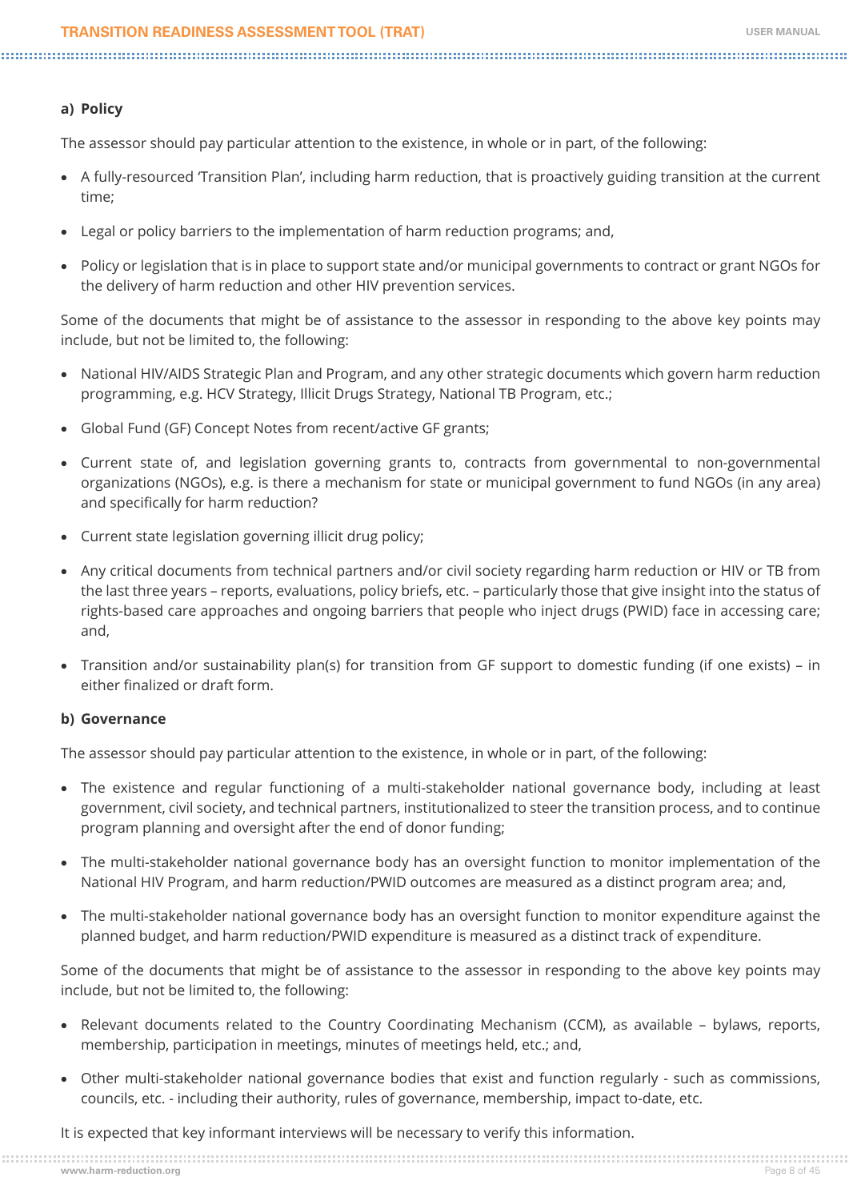#### a) Policy

The assessor should pay particular attention to the existence, in whole or in part, of the following:

- A fully-resourced 'Transition Plan', including harm reduction, that is proactively guiding transition at the current time;
- Legal or policy barriers to the implementation of harm reduction programs; and,
- Policy or legislation that is in place to support state and/or municipal governments to contract or grant NGOs for the delivery of harm reduction and other HIV prevention services.

Some of the documents that might be of assistance to the assessor in responding to the above key points may include, but not be limited to, the following:

- National HIV/AIDS Strategic Plan and Program, and any other strategic documents which govern harm reduction programming, e.g. HCV Strategy, Illicit Drugs Strategy, National TB Program, etc.;
- Global Fund (GF) Concept Notes from recent/active GF grants;
- Current state of, and legislation governing grants to, contracts from governmental to non-governmental organizations (NGOs), e.g. is there a mechanism for state or municipal government to fund NGOs (in any area) and specifically for harm reduction?
- Current state legislation governing illicit drug policy;
- Any critical documents from technical partners and/or civil society regarding harm reduction or HIV or TB from the last three years – reports, evaluations, policy briefs, etc. – particularly those that give insight into the status of rights-based care approaches and ongoing barriers that people who inject drugs (PWID) face in accessing care; and,
- Transition and/or sustainability plan(s) for transition from GF support to domestic funding (if one exists) – in either finalized or draft form.

#### b) Governance

The assessor should pay particular attention to the existence, in whole or in part, of the following:

- The existence and regular functioning of a multi-stakeholder national governance body, including at least government, civil society, and technical partners, institutionalized to steer the transition process, and to continue program planning and oversight after the end of donor funding;
- The multi-stakeholder national governance body has an oversight function to monitor implementation of the National HIV Program, and harm reduction/PWID outcomes are measured as a distinct program area; and,
- The multi-stakeholder national governance body has an oversight function to monitor expenditure against the planned budget, and harm reduction/PWID expenditure is measured as a distinct track of expenditure.

Some of the documents that might be of assistance to the assessor in responding to the above key points may include, but not be limited to, the following:

- Relevant documents related to the Country Coordinating Mechanism (CCM), as available – bylaws, reports, membership, participation in meetings, minutes of meetings held, etc.; and,
- Other multi-stakeholder national governance bodies that exist and function regularly - such as commissions, councils, etc. - including their authority, rules of governance, membership, impact to-date, etc.

It is expected that key informant interviews will be necessary to verify this information.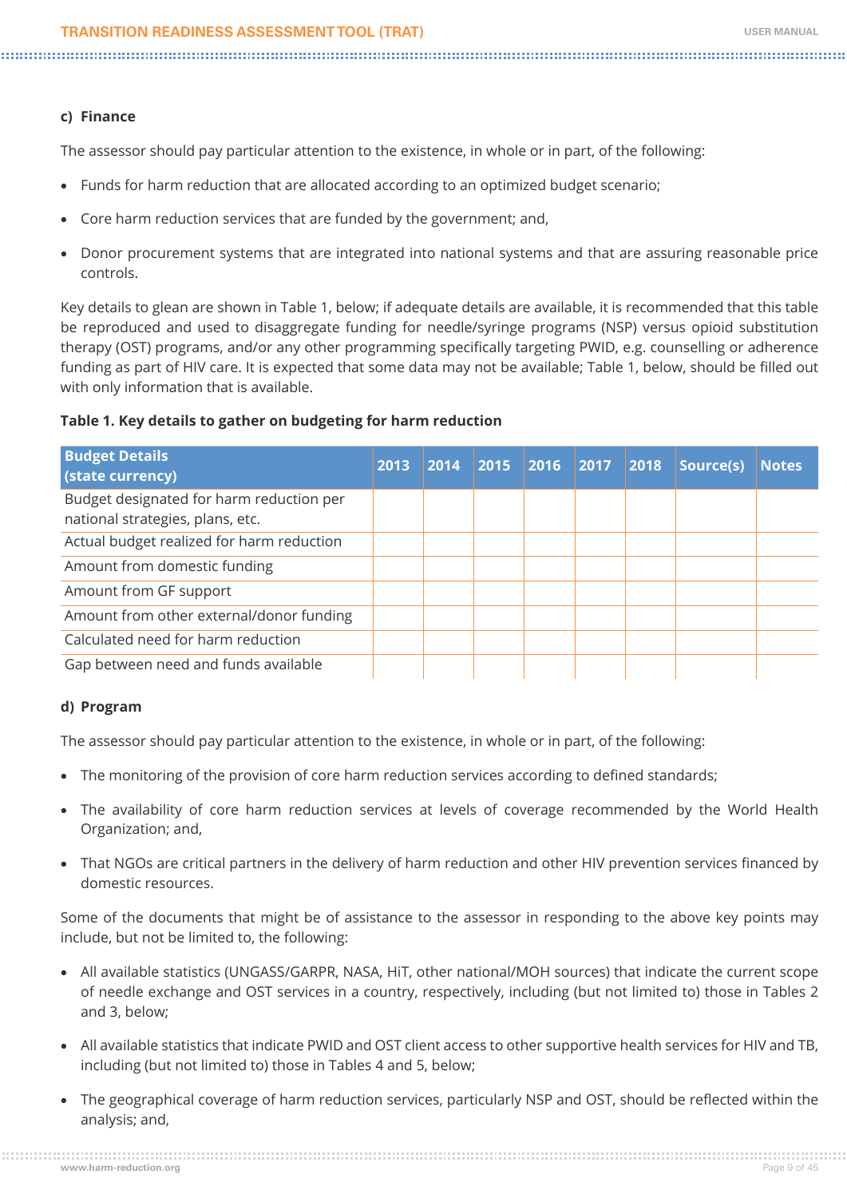#### c) Finance

The assessor should pay particular attention to the existence, in whole or in part, of the following:

- Funds for harm reduction that are allocated according to an optimized budget scenario;
- Core harm reduction services that are funded by the government; and,
- Donor procurement systems that are integrated into national systems and that are assuring reasonable price controls.

Key details to glean are shown in Table 1, below; if adequate details are available, it is recommended that this table be reproduced and used to disaggregate funding for needle/syringe programs (NSP) versus opioid substitution therapy (OST) programs, and/or any other programming specifically targeting PWID, e.g. counselling or adherence funding as part of HIV care. It is expected that some data may not be available; Table 1, below, should be filled out with only information that is available.

**Table 1. Key details to gather on budgeting for harm reduction**

| Budget Details (state currency) | 2013 | 2014 | 2015 | 2016 | 2017 | 2018 | Source(s) | Notes |
|---|---|---|---|---|---|---|---|---|
| Budget designated for harm reduction per national strategies, plans, etc. | | | | | | | | |
| Actual budget realized for harm reduction | | | | | | | | |
| Amount from domestic funding | | | | | | | | |
| Amount from GF support | | | | | | | | |
| Amount from other external/donor funding | | | | | | | | |
| Calculated need for harm reduction | | | | | | | | |
| Gap between need and funds available | | | | | | | | |

#### d) Program

The assessor should pay particular attention to the existence, in whole or in part, of the following:

- The monitoring of the provision of core harm reduction services according to defined standards;
- The availability of core harm reduction services at levels of coverage recommended by the World Health Organization; and,
- That NGOs are critical partners in the delivery of harm reduction and other HIV prevention services financed by domestic resources.

Some of the documents that might be of assistance to the assessor in responding to the above key points may include, but not be limited to, the following:

- All available statistics (UNGASS/GARPR, NASA, HiT, other national/MOH sources) that indicate the current scope of needle exchange and OST services in a country, respectively, including (but not limited to) those in Tables 2 and 3, below;
- All available statistics that indicate PWID and OST client access to other supportive health services for HIV and TB, including (but not limited to) those in Tables 4 and 5, below;
- The geographical coverage of harm reduction services, particularly NSP and OST, should be reflected within the analysis; and,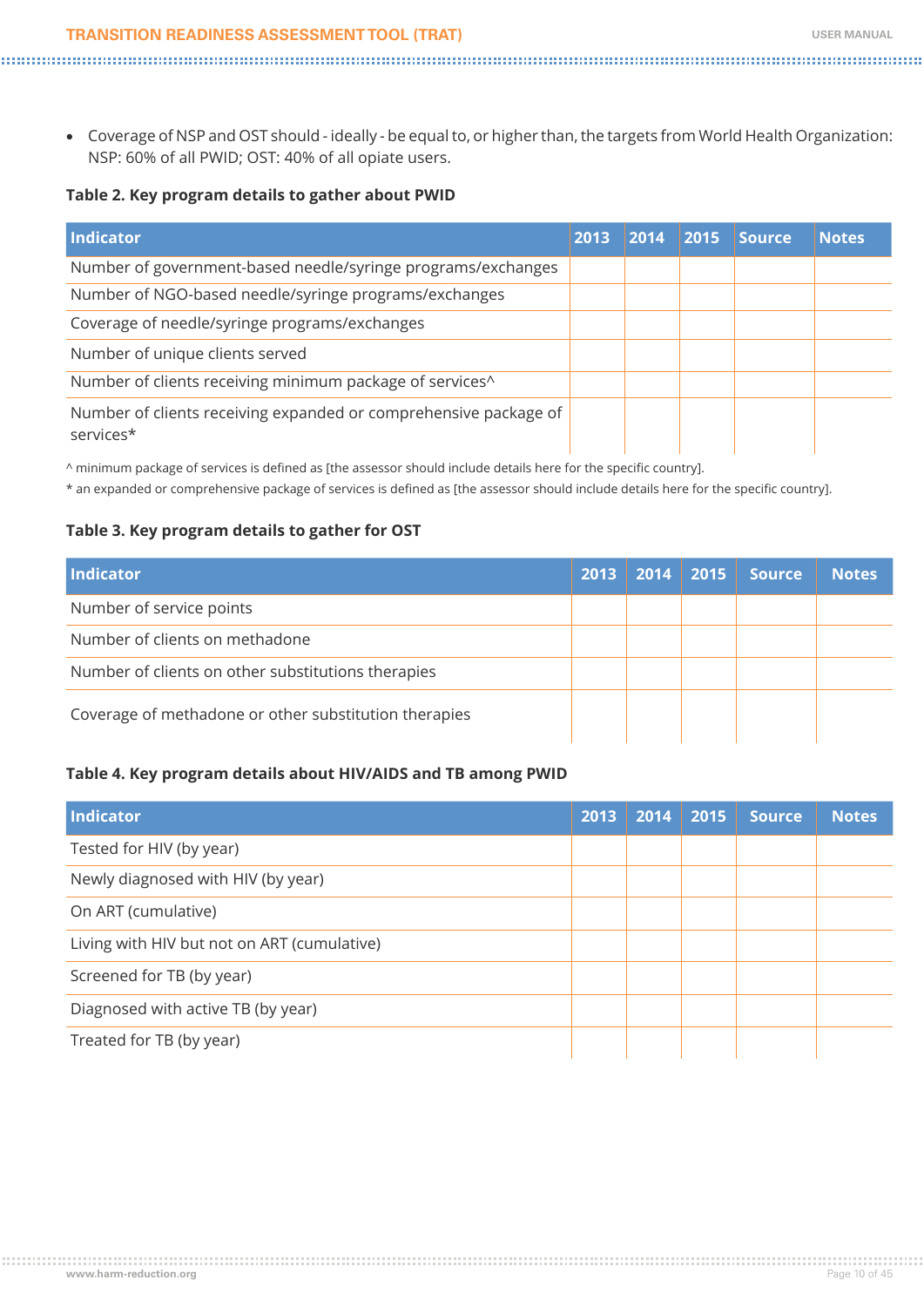- Coverage of NSP and OST should - ideally - be equal to, or higher than, the targets from World Health Organization: NSP: 60% of all PWID; OST: 40% of all opiate users.

**Table 2. Key program details to gather about PWID**

| Indicator | 2013 | 2014 | 2015 | Source | Notes |
|---|---|---|---|---|---|
| Number of government-based needle/syringe programs/exchanges | | | | | |
| Number of NGO-based needle/syringe programs/exchanges | | | | | |
| Coverage of needle/syringe programs/exchanges | | | | | |
| Number of unique clients served | | | | | |
| Number of clients receiving minimum package of services^ | | | | | |
| Number of clients receiving expanded or comprehensive package of services* | | | | | |

^ minimum package of services is defined as [the assessor should include details here for the specific country].

* an expanded or comprehensive package of services is defined as [the assessor should include details here for the specific country].

**Table 3. Key program details to gather for OST**

| Indicator | 2013 | 2014 | 2015 | Source | Notes |
|---|---|---|---|---|---|
| Number of service points | | | | | |
| Number of clients on methadone | | | | | |
| Number of clients on other substitutions therapies | | | | | |
| Coverage of methadone or other substitution therapies | | | | | |

**Table 4. Key program details about HIV/AIDS and TB among PWID**

| Indicator | 2013 | 2014 | 2015 | Source | Notes |
|---|---|---|---|---|---|
| Tested for HIV (by year) | | | | | |
| Newly diagnosed with HIV (by year) | | | | | |
| On ART (cumulative) | | | | | |
| Living with HIV but not on ART (cumulative) | | | | | |
| Screened for TB (by year) | | | | | |
| Diagnosed with active TB (by year) | | | | | |
| Treated for TB (by year) | | | | | |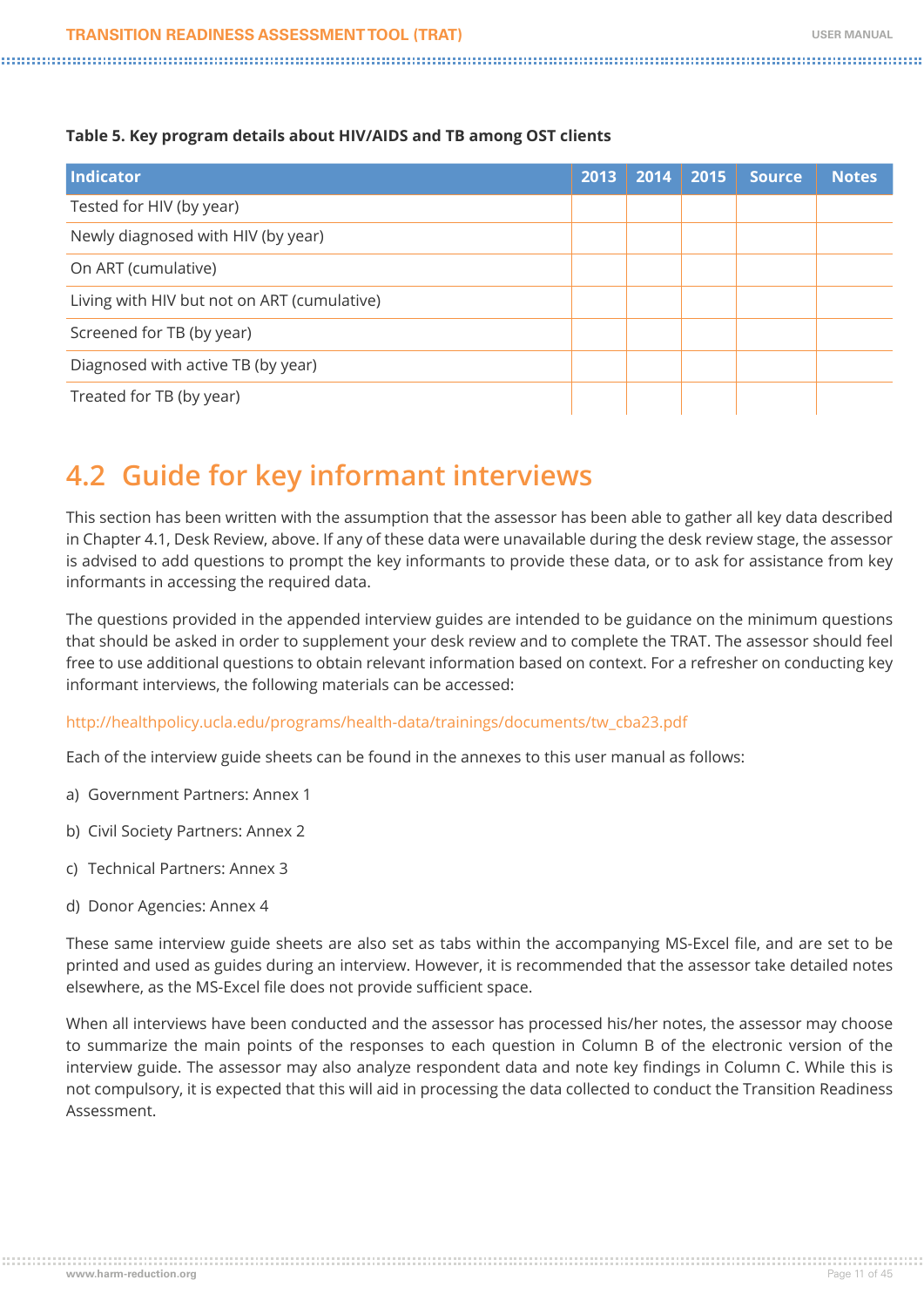**Table 5. Key program details about HIV/AIDS and TB among OST clients**

| Indicator | 2013 | 2014 | 2015 | Source | Notes |
|---|---|---|---|---|---|
| Tested for HIV (by year) | | | | | |
| Newly diagnosed with HIV (by year) | | | | | |
| On ART (cumulative) | | | | | |
| Living with HIV but not on ART (cumulative) | | | | | |
| Screened for TB (by year) | | | | | |
| Diagnosed with active TB (by year) | | | | | |
| Treated for TB (by year) | | | | | |

## 4.2 Guide for key informant interviews

This section has been written with the assumption that the assessor has been able to gather all key data described in Chapter 4.1, Desk Review, above. If any of these data were unavailable during the desk review stage, the assessor is advised to add questions to prompt the key informants to provide these data, or to ask for assistance from key informants in accessing the required data.

The questions provided in the appended interview guides are intended to be guidance on the minimum questions that should be asked in order to supplement your desk review and to complete the TRAT. The assessor should feel free to use additional questions to obtain relevant information based on context. For a refresher on conducting key informant interviews, the following materials can be accessed:

http://healthpolicy.ucla.edu/programs/health-data/trainings/documents/tw_cba23.pdf

Each of the interview guide sheets can be found in the annexes to this user manual as follows:

a) Government Partners: Annex 1

b) Civil Society Partners: Annex 2

c) Technical Partners: Annex 3

d) Donor Agencies: Annex 4

These same interview guide sheets are also set as tabs within the accompanying MS-Excel file, and are set to be printed and used as guides during an interview. However, it is recommended that the assessor take detailed notes elsewhere, as the MS-Excel file does not provide sufficient space.

When all interviews have been conducted and the assessor has processed his/her notes, the assessor may choose to summarize the main points of the responses to each question in Column B of the electronic version of the interview guide. The assessor may also analyze respondent data and note key findings in Column C. While this is not compulsory, it is expected that this will aid in processing the data collected to conduct the Transition Readiness Assessment.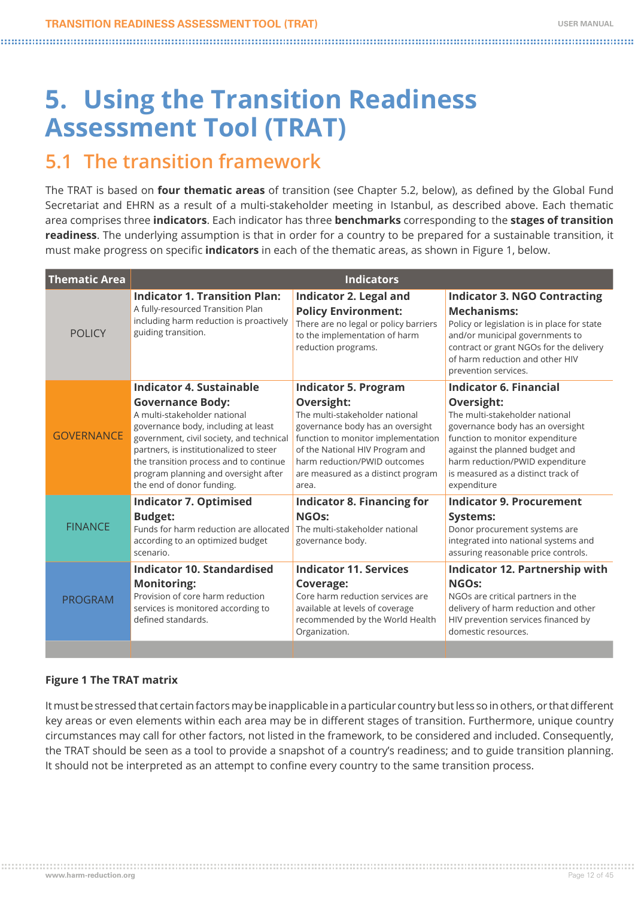# 5. Using the Transition Readiness Assessment Tool (TRAT)

## 5.1 The transition framework

The TRAT is based on **four thematic areas** of transition (see Chapter 5.2, below), as defined by the Global Fund Secretariat and EHRN as a result of a multi-stakeholder meeting in Istanbul, as described above. Each thematic area comprises three **indicators**. Each indicator has three **benchmarks** corresponding to the **stages of transition readiness**. The underlying assumption is that in order for a country to be prepared for a sustainable transition, it must make progress on specific **indicators** in each of the thematic areas, as shown in Figure 1, below.

| Thematic Area | Indicators | | |
|---|---|---|---|
| POLICY | **Indicator 1. Transition Plan:** A fully-resourced Transition Plan including harm reduction is proactively guiding transition. | **Indicator 2. Legal and Policy Environment:** There are no legal or policy barriers to the implementation of harm reduction programs. | **Indicator 3. NGO Contracting Mechanisms:** Policy or legislation is in place for state and/or municipal governments to contract or grant NGOs for the delivery of harm reduction and other HIV prevention services. |
| GOVERNANCE | **Indicator 4. Sustainable Governance Body:** A multi-stakeholder national governance body, including at least government, civil society, and technical partners, is institutionalized to steer the transition process and to continue program planning and oversight after the end of donor funding. | **Indicator 5. Program Oversight:** The multi-stakeholder national governance body has an oversight function to monitor implementation of the National HIV Program and harm reduction/PWID outcomes are measured as a distinct program area. | **Indicator 6. Financial Oversight:** The multi-stakeholder national governance body has an oversight function to monitor expenditure against the planned budget and harm reduction/PWID expenditure is measured as a distinct track of expenditure |
| FINANCE | **Indicator 7. Optimised Budget:** Funds for harm reduction are allocated according to an optimized budget scenario. | **Indicator 8. Financing for NGOs:** The multi-stakeholder national governance body. | **Indicator 9. Procurement Systems:** Donor procurement systems are integrated into national systems and assuring reasonable price controls. |
| PROGRAM | **Indicator 10. Standardised Monitoring:** Provision of core harm reduction services is monitored according to defined standards. | **Indicator 11. Services Coverage:** Core harm reduction services are available at levels of coverage recommended by the World Health Organization. | **Indicator 12. Partnership with NGOs:** NGOs are critical partners in the delivery of harm reduction and other HIV prevention services financed by domestic resources. |

**Figure 1 The TRAT matrix**

It must be stressed that certain factors may be inapplicable in a particular country but less so in others, or that different key areas or even elements within each area may be in different stages of transition. Furthermore, unique country circumstances may call for other factors, not listed in the framework, to be considered and included. Consequently, the TRAT should be seen as a tool to provide a snapshot of a country's readiness; and to guide transition planning. It should not be interpreted as an attempt to confine every country to the same transition process.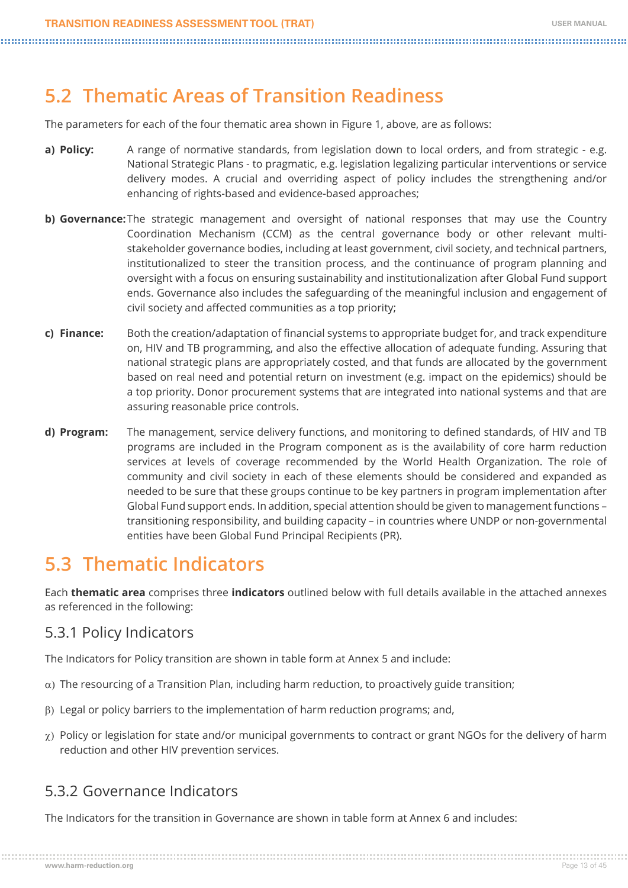## 5.2 Thematic Areas of Transition Readiness

The parameters for each of the four thematic area shown in Figure 1, above, are as follows:

**a) Policy:** A range of normative standards, from legislation down to local orders, and from strategic - e.g. National Strategic Plans - to pragmatic, e.g. legislation legalizing particular interventions or service delivery modes. A crucial and overriding aspect of policy includes the strengthening and/or enhancing of rights-based and evidence-based approaches;

**b) Governance:** The strategic management and oversight of national responses that may use the Country Coordination Mechanism (CCM) as the central governance body or other relevant multi-stakeholder governance bodies, including at least government, civil society, and technical partners, institutionalized to steer the transition process, and the continuance of program planning and oversight with a focus on ensuring sustainability and institutionalization after Global Fund support ends. Governance also includes the safeguarding of the meaningful inclusion and engagement of civil society and affected communities as a top priority;

**c) Finance:** Both the creation/adaptation of financial systems to appropriate budget for, and track expenditure on, HIV and TB programming, and also the effective allocation of adequate funding. Assuring that national strategic plans are appropriately costed, and that funds are allocated by the government based on real need and potential return on investment (e.g. impact on the epidemics) should be a top priority. Donor procurement systems that are integrated into national systems and that are assuring reasonable price controls.

**d) Program:** The management, service delivery functions, and monitoring to defined standards, of HIV and TB programs are included in the Program component as is the availability of core harm reduction services at levels of coverage recommended by the World Health Organization. The role of community and civil society in each of these elements should be considered and expanded as needed to be sure that these groups continue to be key partners in program implementation after Global Fund support ends. In addition, special attention should be given to management functions – transitioning responsibility, and building capacity – in countries where UNDP or non-governmental entities have been Global Fund Principal Recipients (PR).

## 5.3 Thematic Indicators

Each **thematic area** comprises three **indicators** outlined below with full details available in the attached annexes as referenced in the following:

### 5.3.1 Policy Indicators

The Indicators for Policy transition are shown in table form at Annex 5 and include:

α) The resourcing of a Transition Plan, including harm reduction, to proactively guide transition;

β) Legal or policy barriers to the implementation of harm reduction programs; and,

χ) Policy or legislation for state and/or municipal governments to contract or grant NGOs for the delivery of harm reduction and other HIV prevention services.

### 5.3.2 Governance Indicators

The Indicators for the transition in Governance are shown in table form at Annex 6 and includes: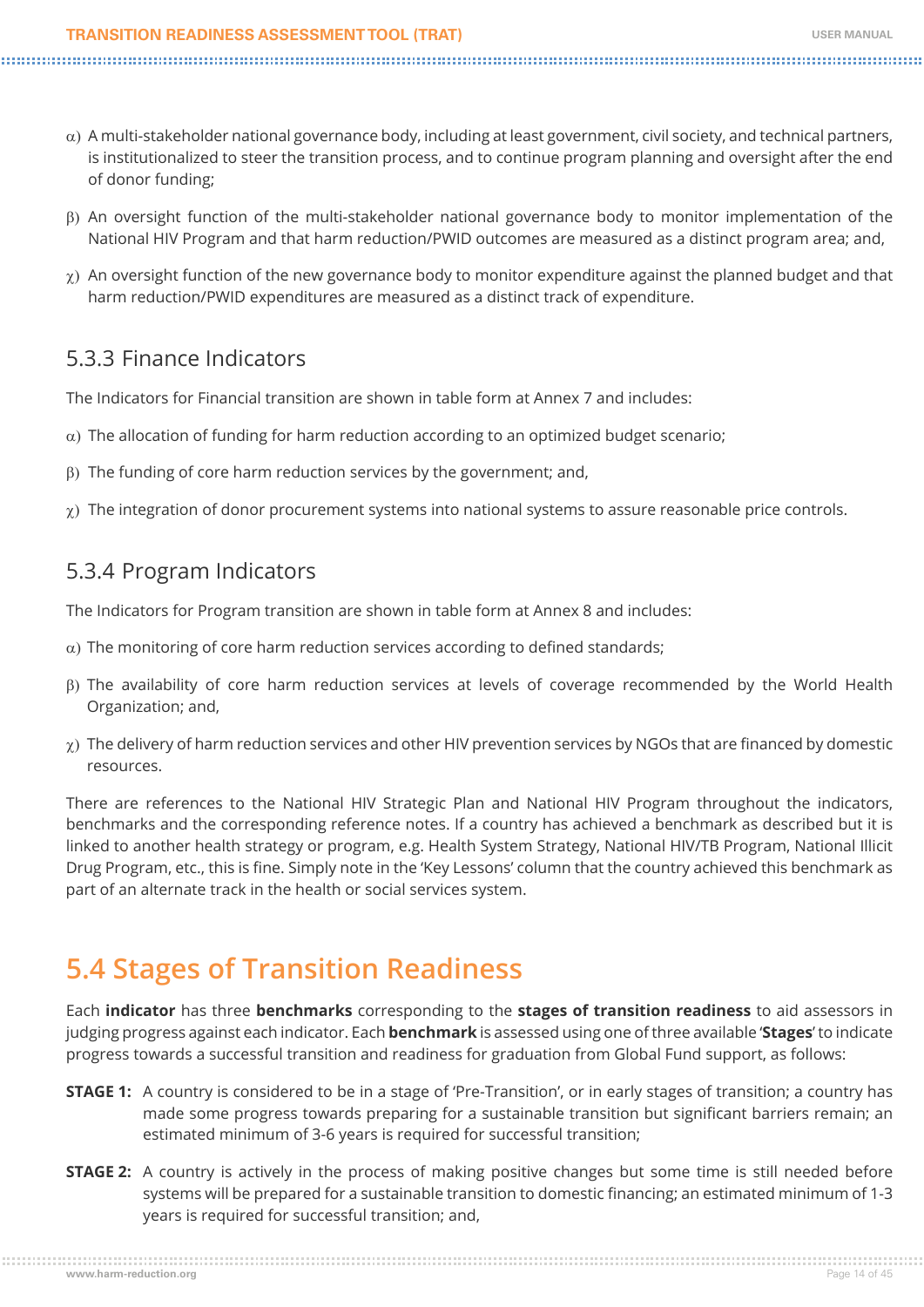α) A multi-stakeholder national governance body, including at least government, civil society, and technical partners, is institutionalized to steer the transition process, and to continue program planning and oversight after the end of donor funding;

β) An oversight function of the multi-stakeholder national governance body to monitor implementation of the National HIV Program and that harm reduction/PWID outcomes are measured as a distinct program area; and,

χ) An oversight function of the new governance body to monitor expenditure against the planned budget and that harm reduction/PWID expenditures are measured as a distinct track of expenditure.

### 5.3.3 Finance Indicators

The Indicators for Financial transition are shown in table form at Annex 7 and includes:

α) The allocation of funding for harm reduction according to an optimized budget scenario;

β) The funding of core harm reduction services by the government; and,

χ) The integration of donor procurement systems into national systems to assure reasonable price controls.

### 5.3.4 Program Indicators

The Indicators for Program transition are shown in table form at Annex 8 and includes:

α) The monitoring of core harm reduction services according to defined standards;

β) The availability of core harm reduction services at levels of coverage recommended by the World Health Organization; and,

χ) The delivery of harm reduction services and other HIV prevention services by NGOs that are financed by domestic resources.

There are references to the National HIV Strategic Plan and National HIV Program throughout the indicators, benchmarks and the corresponding reference notes. If a country has achieved a benchmark as described but it is linked to another health strategy or program, e.g. Health System Strategy, National HIV/TB Program, National Illicit Drug Program, etc., this is fine. Simply note in the 'Key Lessons' column that the country achieved this benchmark as part of an alternate track in the health or social services system.

## 5.4 Stages of Transition Readiness

Each **indicator** has three **benchmarks** corresponding to the **stages of transition readiness** to aid assessors in judging progress against each indicator. Each **benchmark** is assessed using one of three available '**Stages**' to indicate progress towards a successful transition and readiness for graduation from Global Fund support, as follows:

**STAGE 1:** A country is considered to be in a stage of 'Pre-Transition', or in early stages of transition; a country has made some progress towards preparing for a sustainable transition but significant barriers remain; an estimated minimum of 3-6 years is required for successful transition;

**STAGE 2:** A country is actively in the process of making positive changes but some time is still needed before systems will be prepared for a sustainable transition to domestic financing; an estimated minimum of 1-3 years is required for successful transition; and,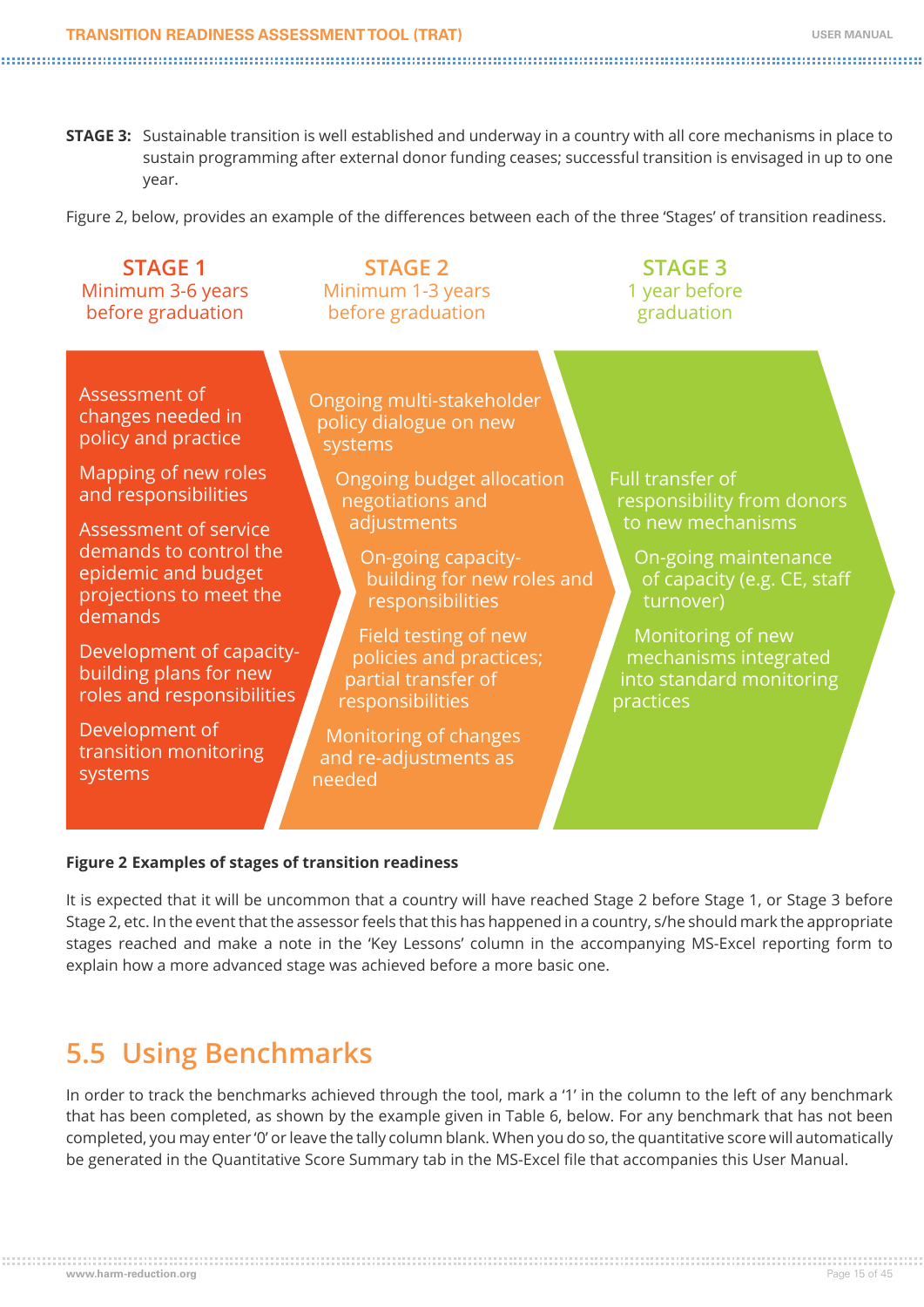**STAGE 3:** Sustainable transition is well established and underway in a country with all core mechanisms in place to sustain programming after external donor funding ceases; successful transition is envisaged in up to one year.

Figure 2, below, provides an example of the differences between each of the three 'Stages' of transition readiness.

| STAGE 1<br>Minimum 3-6 years before graduation | STAGE 2<br>Minimum 1-3 years before graduation | STAGE 3<br>1 year before graduation |
|---|---|---|
| Assessment of changes needed in policy and practice | Ongoing multi-stakeholder policy dialogue on new systems | Full transfer of responsibility from donors to new mechanisms |
| Mapping of new roles and responsibilities | Ongoing budget allocation negotiations and adjustments | On-going maintenance of capacity (e.g. CE, staff turnover) |
| Assessment of service demands to control the epidemic and budget projections to meet the demands | On-going capacity-building for new roles and responsibilities | Monitoring of new mechanisms integrated into standard monitoring practices |
| Development of capacity-building plans for new roles and responsibilities | Field testing of new policies and practices; partial transfer of responsibilities | |
| Development of transition monitoring systems | Monitoring of changes and re-adjustments as needed | |

**Figure 2 Examples of stages of transition readiness**

It is expected that it will be uncommon that a country will have reached Stage 2 before Stage 1, or Stage 3 before Stage 2, etc. In the event that the assessor feels that this has happened in a country, s/he should mark the appropriate stages reached and make a note in the 'Key Lessons' column in the accompanying MS-Excel reporting form to explain how a more advanced stage was achieved before a more basic one.

## 5.5 Using Benchmarks

In order to track the benchmarks achieved through the tool, mark a '1' in the column to the left of any benchmark that has been completed, as shown by the example given in Table 6, below. For any benchmark that has not been completed, you may enter '0' or leave the tally column blank. When you do so, the quantitative score will automatically be generated in the Quantitative Score Summary tab in the MS-Excel file that accompanies this User Manual.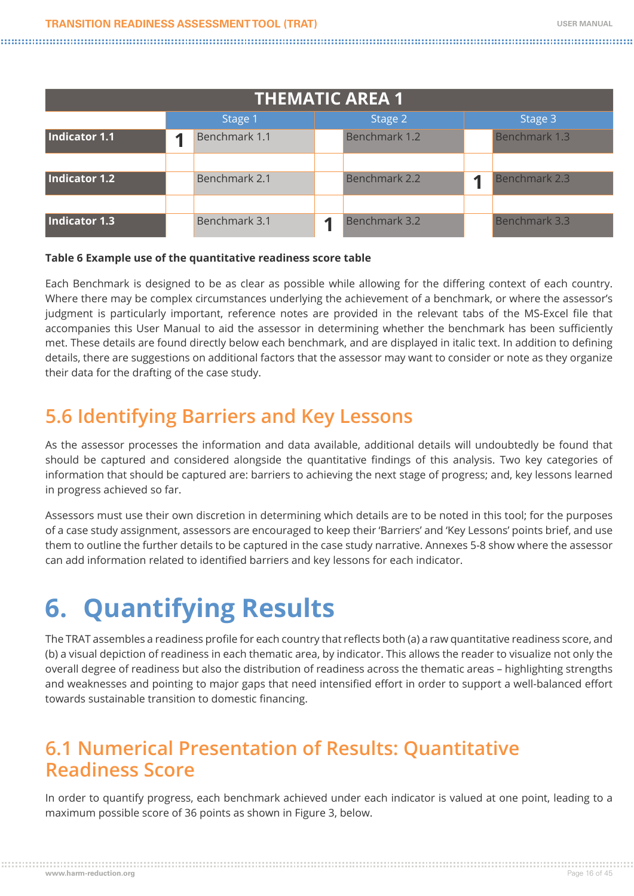| THEMATIC AREA 1 | | | | | | |
|---|---|---|---|---|---|---|
| | Stage 1 | | Stage 2 | | Stage 3 | |
| **Indicator 1.1** | 1 | Benchmark 1.1 | | Benchmark 1.2 | | Benchmark 1.3 |
| **Indicator 1.2** | | Benchmark 2.1 | | Benchmark 2.2 | 1 | Benchmark 2.3 |
| **Indicator 1.3** | | Benchmark 3.1 | 1 | Benchmark 3.2 | | Benchmark 3.3 |

**Table 6 Example use of the quantitative readiness score table**

Each Benchmark is designed to be as clear as possible while allowing for the differing context of each country. Where there may be complex circumstances underlying the achievement of a benchmark, or where the assessor's judgment is particularly important, reference notes are provided in the relevant tabs of the MS-Excel file that accompanies this User Manual to aid the assessor in determining whether the benchmark has been sufficiently met. These details are found directly below each benchmark, and are displayed in italic text. In addition to defining details, there are suggestions on additional factors that the assessor may want to consider or note as they organize their data for the drafting of the case study.

## 5.6 Identifying Barriers and Key Lessons

As the assessor processes the information and data available, additional details will undoubtedly be found that should be captured and considered alongside the quantitative findings of this analysis. Two key categories of information that should be captured are: barriers to achieving the next stage of progress; and, key lessons learned in progress achieved so far.

Assessors must use their own discretion in determining which details are to be noted in this tool; for the purposes of a case study assignment, assessors are encouraged to keep their 'Barriers' and 'Key Lessons' points brief, and use them to outline the further details to be captured in the case study narrative. Annexes 5-8 show where the assessor can add information related to identified barriers and key lessons for each indicator.

# 6. Quantifying Results

The TRAT assembles a readiness profile for each country that reflects both (a) a raw quantitative readiness score, and (b) a visual depiction of readiness in each thematic area, by indicator. This allows the reader to visualize not only the overall degree of readiness but also the distribution of readiness across the thematic areas – highlighting strengths and weaknesses and pointing to major gaps that need intensified effort in order to support a well-balanced effort towards sustainable transition to domestic financing.

## 6.1 Numerical Presentation of Results: Quantitative Readiness Score

In order to quantify progress, each benchmark achieved under each indicator is valued at one point, leading to a maximum possible score of 36 points as shown in Figure 3, below.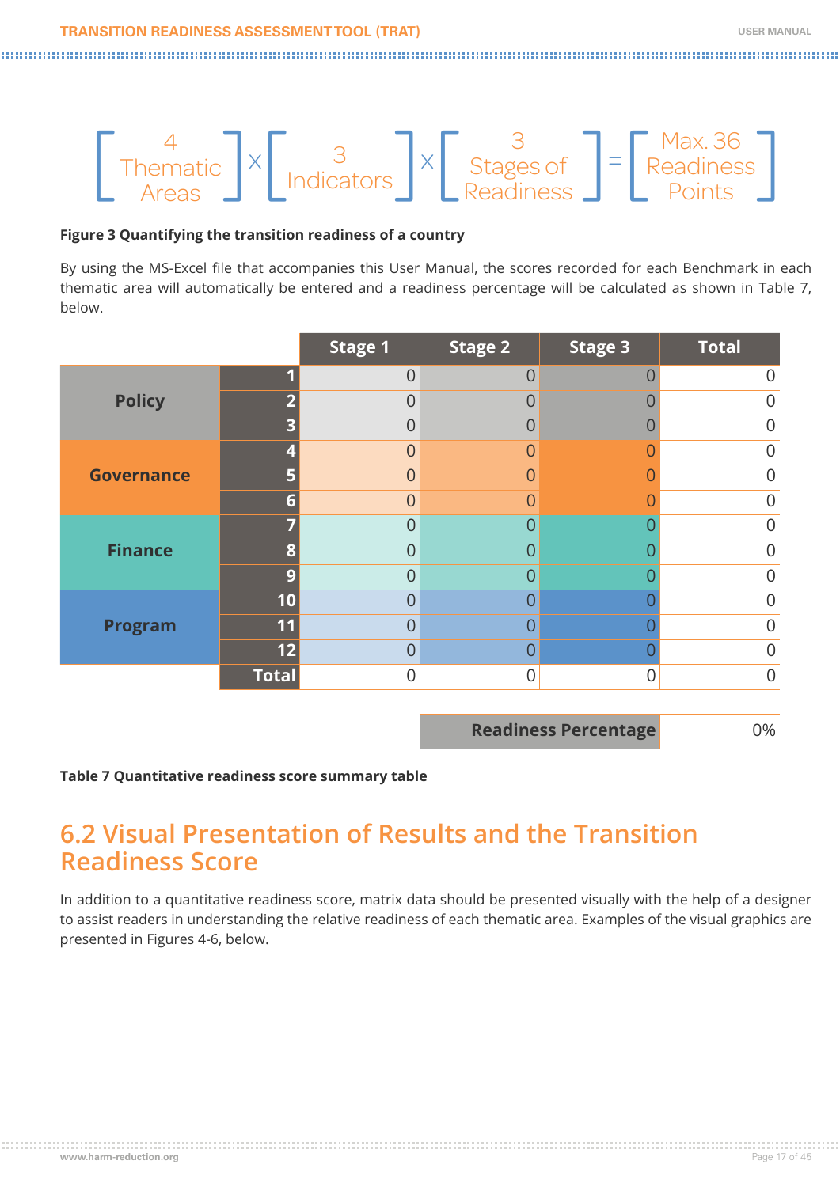[ 4 Thematic Areas ] × [ 3 Indicators ] × [ 3 Stages of Readiness ] = [ Max. 36 Readiness Points ]

**Figure 3 Quantifying the transition readiness of a country**

By using the MS-Excel file that accompanies this User Manual, the scores recorded for each Benchmark in each thematic area will automatically be entered and a readiness percentage will be calculated as shown in Table 7, below.

| | | Stage 1 | Stage 2 | Stage 3 | Total |
|---|---|---|---|---|---|
| **Policy** | **1** | 0 | 0 | 0 | 0 |
| | **2** | 0 | 0 | 0 | 0 |
| | **3** | 0 | 0 | 0 | 0 |
| **Governance** | **4** | 0 | 0 | 0 | 0 |
| | **5** | 0 | 0 | 0 | 0 |
| | **6** | 0 | 0 | 0 | 0 |
| **Finance** | **7** | 0 | 0 | 0 | 0 |
| | **8** | 0 | 0 | 0 | 0 |
| | **9** | 0 | 0 | 0 | 0 |
| **Program** | **10** | 0 | 0 | 0 | 0 |
| | **11** | 0 | 0 | 0 | 0 |
| | **12** | 0 | 0 | 0 | 0 |
| | **Total** | 0 | 0 | 0 | 0 |
| | | | | **Readiness Percentage** | 0% |

**Table 7 Quantitative readiness score summary table**

## 6.2 Visual Presentation of Results and the Transition Readiness Score

In addition to a quantitative readiness score, matrix data should be presented visually with the help of a designer to assist readers in understanding the relative readiness of each thematic area. Examples of the visual graphics are presented in Figures 4-6, below.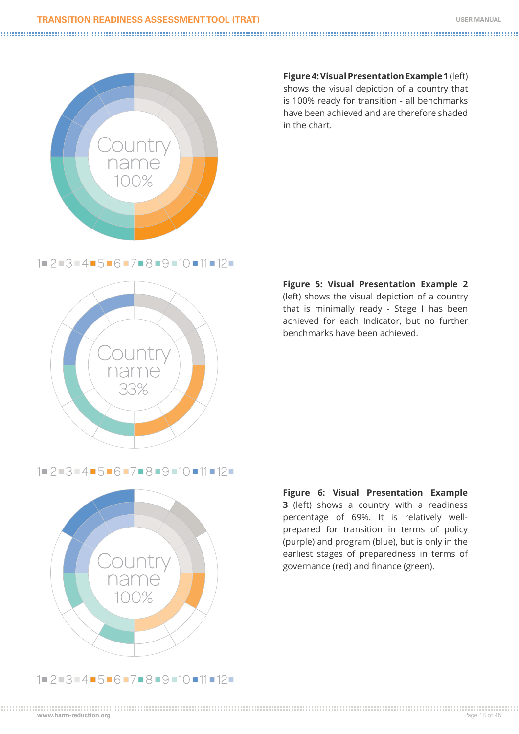Country name 100%

1 2 3 4 5 6 7 8 9 10 11 12

**Figure 4: Visual Presentation Example 1** (left) shows the visual depiction of a country that is 100% ready for transition - all benchmarks have been achieved and are therefore shaded in the chart.

Country name 33%

1 2 3 4 5 6 7 8 9 10 11 12

**Figure 5: Visual Presentation Example 2** (left) shows the visual depiction of a country that is minimally ready - Stage I has been achieved for each Indicator, but no further benchmarks have been achieved.

Country name 100%

1 2 3 4 5 6 7 8 9 10 11 12

**Figure 6: Visual Presentation Example 3** (left) shows a country with a readiness percentage of 69%. It is relatively well-prepared for transition in terms of policy (purple) and program (blue), but is only in the earliest stages of preparedness in terms of governance (red) and finance (green).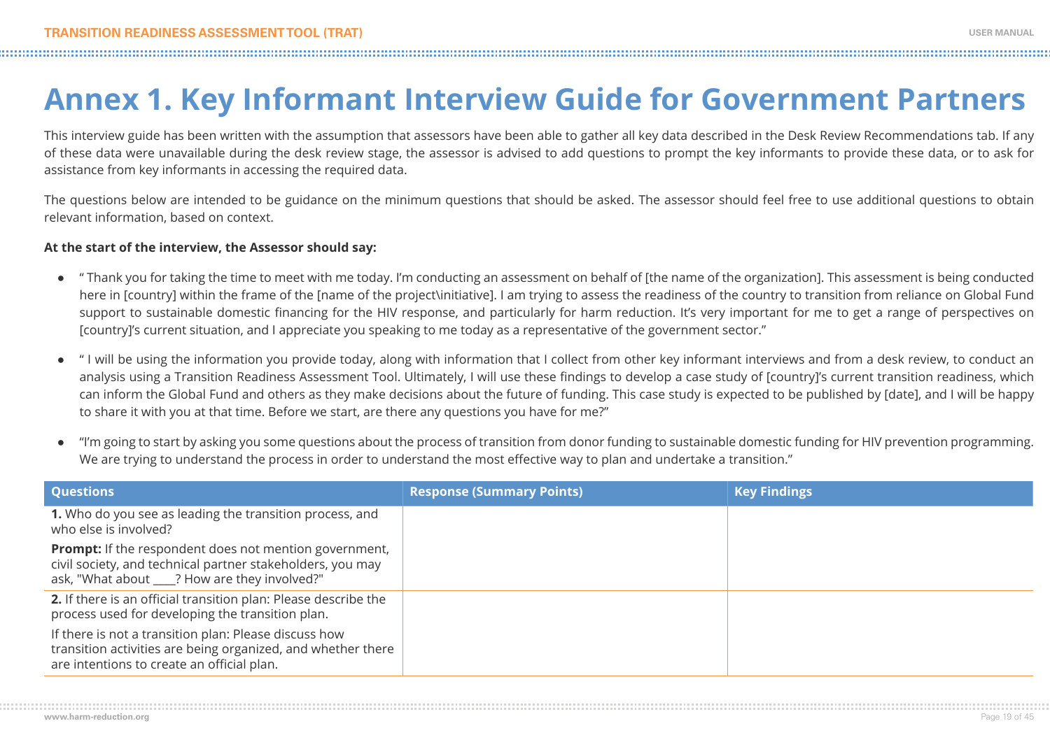# Annex 1. Key Informant Interview Guide for Government Partners

This interview guide has been written with the assumption that assessors have been able to gather all key data described in the Desk Review Recommendations tab. If any of these data were unavailable during the desk review stage, the assessor is advised to add questions to prompt the key informants to provide these data, or to ask for assistance from key informants in accessing the required data.

The questions below are intended to be guidance on the minimum questions that should be asked. The assessor should feel free to use additional questions to obtain relevant information, based on context.

**At the start of the interview, the Assessor should say:**

- " Thank you for taking the time to meet with me today. I'm conducting an assessment on behalf of [the name of the organization]. This assessment is being conducted here in [country] within the frame of the [name of the project\initiative]. I am trying to assess the readiness of the country to transition from reliance on Global Fund support to sustainable domestic financing for the HIV response, and particularly for harm reduction. It's very important for me to get a range of perspectives on [country]'s current situation, and I appreciate you speaking to me today as a representative of the government sector."
- " I will be using the information you provide today, along with information that I collect from other key informant interviews and from a desk review, to conduct an analysis using a Transition Readiness Assessment Tool. Ultimately, I will use these findings to develop a case study of [country]'s current transition readiness, which can inform the Global Fund and others as they make decisions about the future of funding. This case study is expected to be published by [date], and I will be happy to share it with you at that time. Before we start, are there any questions you have for me?"
- "I'm going to start by asking you some questions about the process of transition from donor funding to sustainable domestic funding for HIV prevention programming. We are trying to understand the process in order to understand the most effective way to plan and undertake a transition."

| Questions | Response (Summary Points) | Key Findings |
|---|---|---|
| **1.** Who do you see as leading the transition process, and who else is involved?<br><br>**Prompt:** If the respondent does not mention government, civil society, and technical partner stakeholders, you may ask, "What about ____? How are they involved?" | | |
| **2.** If there is an official transition plan: Please describe the process used for developing the transition plan.<br><br>If there is not a transition plan: Please discuss how transition activities are being organized, and whether there are intentions to create an official plan. | | |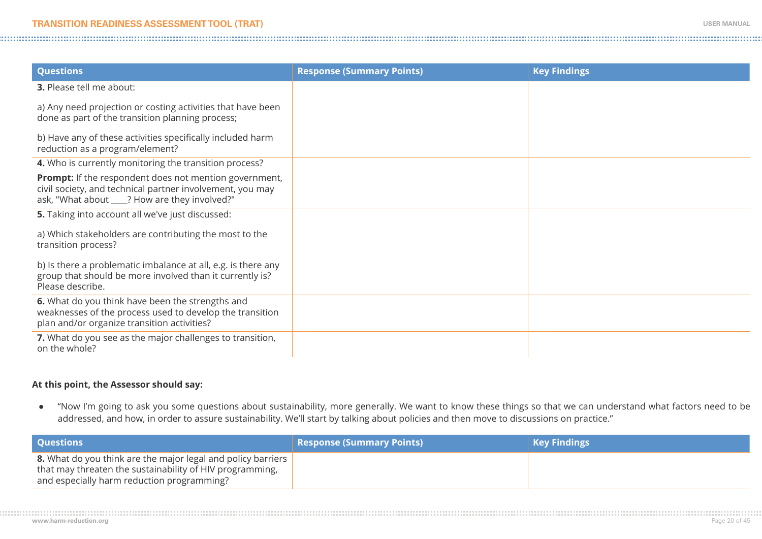| Questions | Response (Summary Points) | Key Findings |
|---|---|---|
| **3.** Please tell me about:<br><br>a) Any need projection or costing activities that have been done as part of the transition planning process;<br><br>b) Have any of these activities specifically included harm reduction as a program/element? | | |
| **4.** Who is currently monitoring the transition process?<br><br>**Prompt:** If the respondent does not mention government, civil society, and technical partner involvement, you may ask, "What about ____? How are they involved?" | | |
| **5.** Taking into account all we've just discussed:<br><br>a) Which stakeholders are contributing the most to the transition process?<br><br>b) Is there a problematic imbalance at all, e.g. is there any group that should be more involved than it currently is? Please describe. | | |
| **6.** What do you think have been the strengths and weaknesses of the process used to develop the transition plan and/or organize transition activities? | | |
| **7.** What do you see as the major challenges to transition, on the whole? | | |

**At this point, the Assessor should say:**

- "Now I'm going to ask you some questions about sustainability, more generally. We want to know these things so that we can understand what factors need to be addressed, and how, in order to assure sustainability. We'll start by talking about policies and then move to discussions on practice."

| Questions | Response (Summary Points) | Key Findings |
|---|---|---|
| **8.** What do you think are the major legal and policy barriers that may threaten the sustainability of HIV programming, and especially harm reduction programming? | | |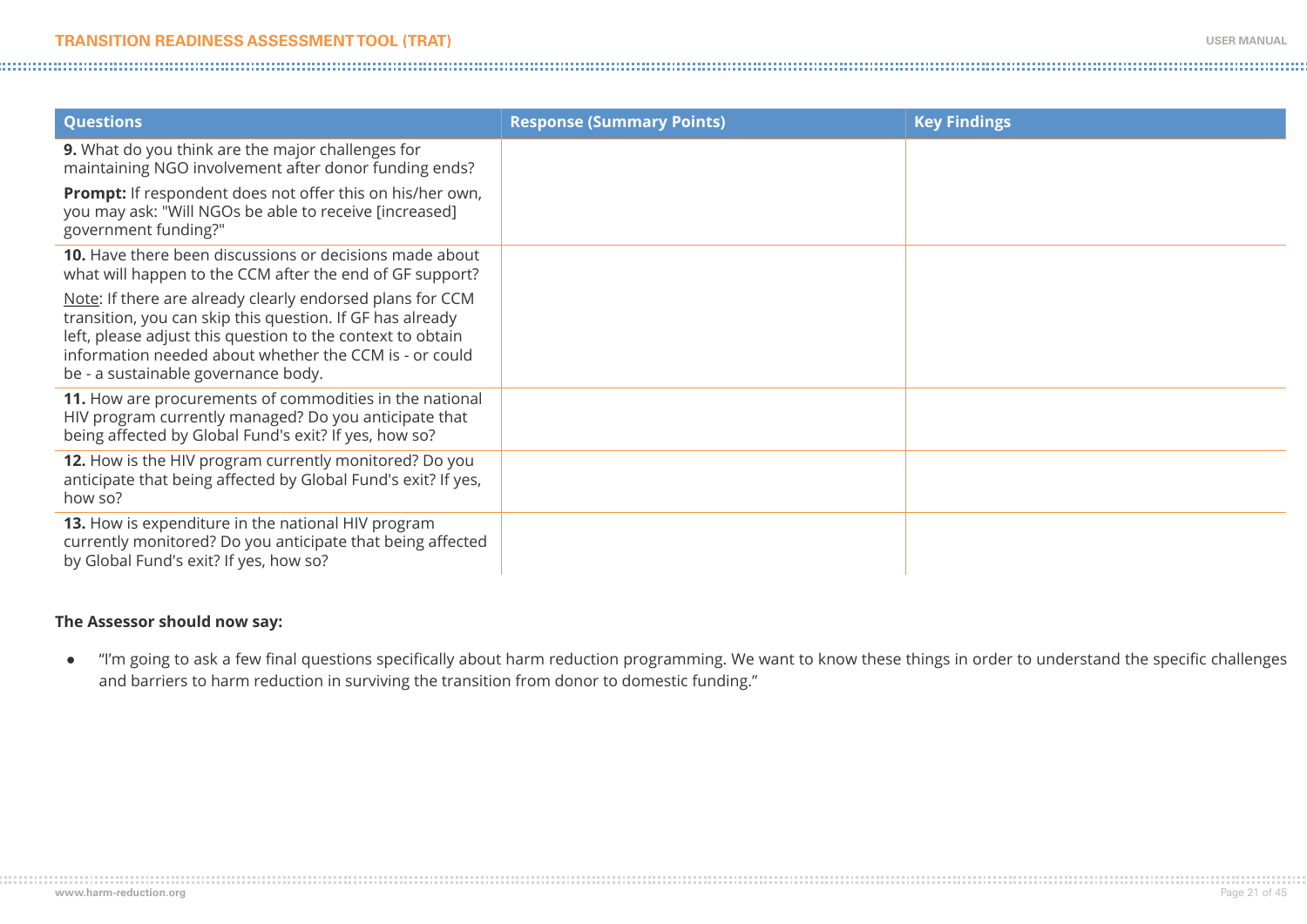| Questions | Response (Summary Points) | Key Findings |
| --- | --- | --- |
| **9.** What do you think are the major challenges for maintaining NGO involvement after donor funding ends?<br><br>**Prompt:** If respondent does not offer this on his/her own, you may ask: "Will NGOs be able to receive [increased] government funding?" | | |
| **10.** Have there been discussions or decisions made about what will happen to the CCM after the end of GF support?<br><br>Note: If there are already clearly endorsed plans for CCM transition, you can skip this question. If GF has already left, please adjust this question to the context to obtain information needed about whether the CCM is - or could be - a sustainable governance body. | | |
| **11.** How are procurements of commodities in the national HIV program currently managed? Do you anticipate that being affected by Global Fund's exit? If yes, how so? | | |
| **12.** How is the HIV program currently monitored? Do you anticipate that being affected by Global Fund's exit? If yes, how so? | | |
| **13.** How is expenditure in the national HIV program currently monitored? Do you anticipate that being affected by Global Fund's exit? If yes, how so? | | |

**The Assessor should now say:**

- "I'm going to ask a few final questions specifically about harm reduction programming. We want to know these things in order to understand the specific challenges and barriers to harm reduction in surviving the transition from donor to domestic funding."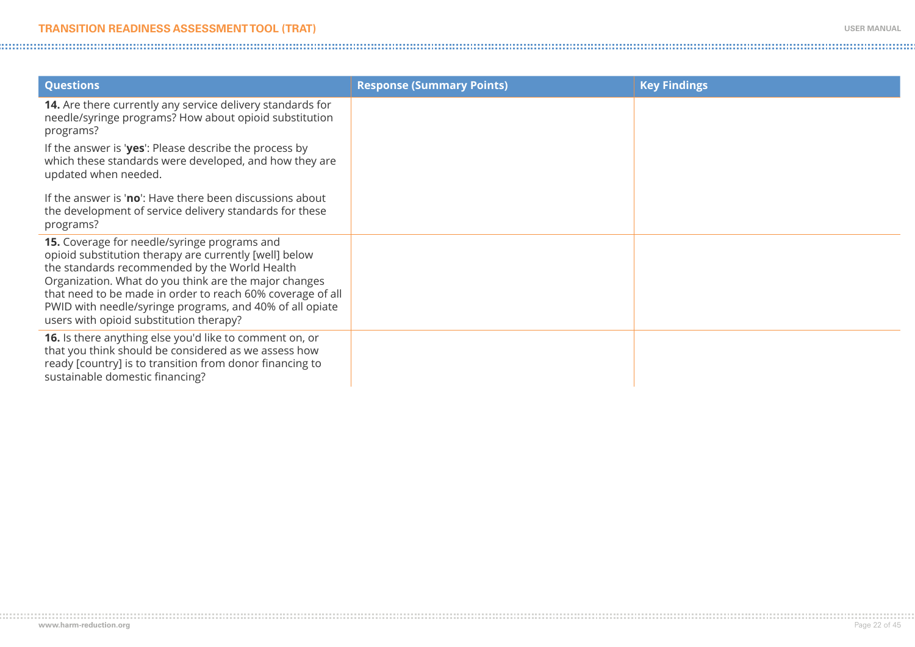| Questions | Response (Summary Points) | Key Findings |
|---|---|---|
| **14.** Are there currently any service delivery standards for needle/syringe programs? How about opioid substitution programs?<br><br>If the answer is '**yes**': Please describe the process by which these standards were developed, and how they are updated when needed.<br><br>If the answer is '**no**': Have there been discussions about the development of service delivery standards for these programs? | | |
| **15.** Coverage for needle/syringe programs and opioid substitution therapy are currently [well] below the standards recommended by the World Health Organization. What do you think are the major changes that need to be made in order to reach 60% coverage of all PWID with needle/syringe programs, and 40% of all opiate users with opioid substitution therapy? | | |
| **16.** Is there anything else you'd like to comment on, or that you think should be considered as we assess how ready [country] is to transition from donor financing to sustainable domestic financing? | | |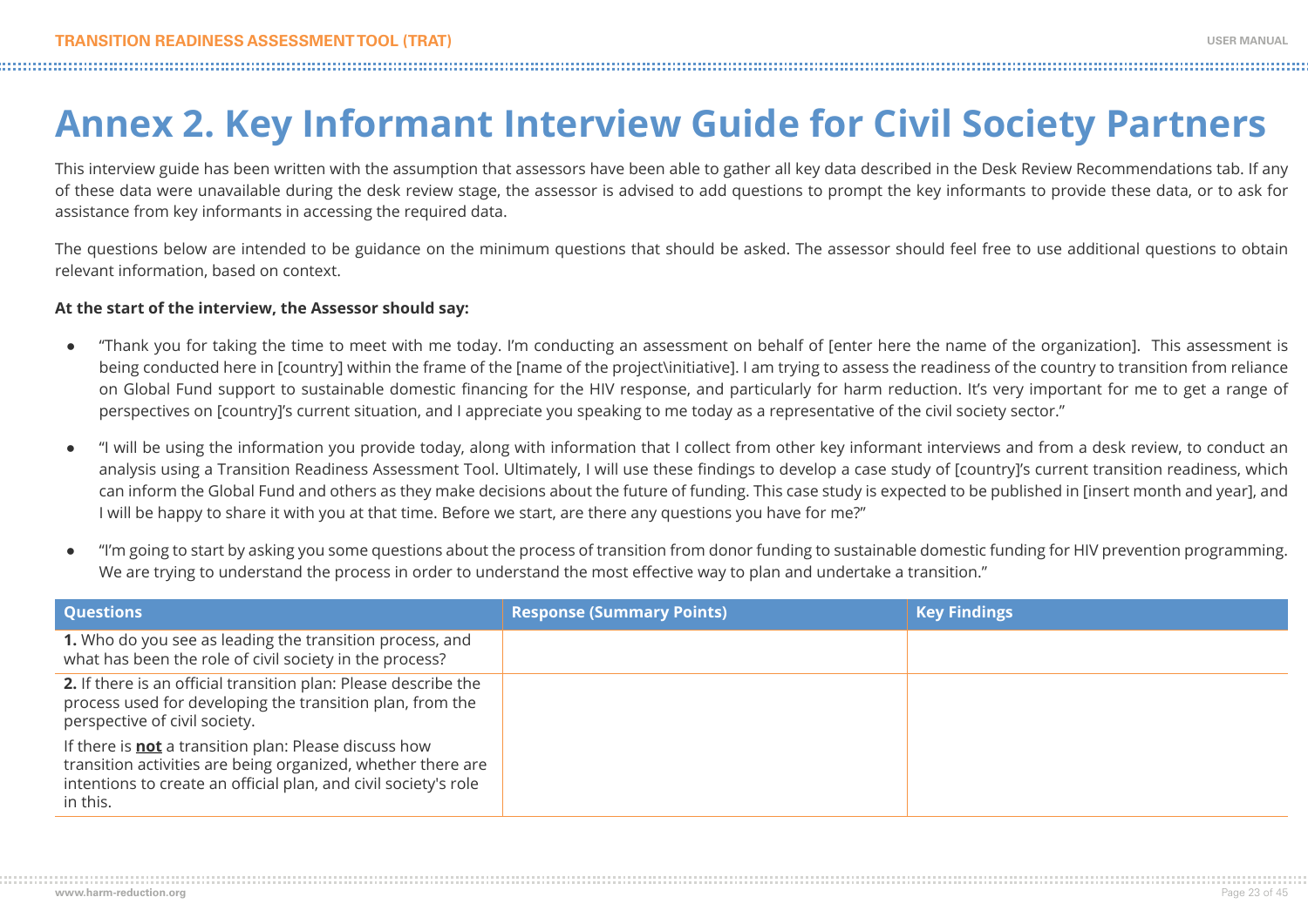# Annex 2. Key Informant Interview Guide for Civil Society Partners

This interview guide has been written with the assumption that assessors have been able to gather all key data described in the Desk Review Recommendations tab. If any of these data were unavailable during the desk review stage, the assessor is advised to add questions to prompt the key informants to provide these data, or to ask for assistance from key informants in accessing the required data.

The questions below are intended to be guidance on the minimum questions that should be asked. The assessor should feel free to use additional questions to obtain relevant information, based on context.

**At the start of the interview, the Assessor should say:**

- "Thank you for taking the time to meet with me today. I'm conducting an assessment on behalf of [enter here the name of the organization]. This assessment is being conducted here in [country] within the frame of the [name of the project\initiative]. I am trying to assess the readiness of the country to transition from reliance on Global Fund support to sustainable domestic financing for the HIV response, and particularly for harm reduction. It's very important for me to get a range of perspectives on [country]'s current situation, and I appreciate you speaking to me today as a representative of the civil society sector."
- "I will be using the information you provide today, along with information that I collect from other key informant interviews and from a desk review, to conduct an analysis using a Transition Readiness Assessment Tool. Ultimately, I will use these findings to develop a case study of [country]'s current transition readiness, which can inform the Global Fund and others as they make decisions about the future of funding. This case study is expected to be published in [insert month and year], and I will be happy to share it with you at that time. Before we start, are there any questions you have for me?"
- "I'm going to start by asking you some questions about the process of transition from donor funding to sustainable domestic funding for HIV prevention programming. We are trying to understand the process in order to understand the most effective way to plan and undertake a transition."

| Questions | Response (Summary Points) | Key Findings |
|---|---|---|
| **1.** Who do you see as leading the transition process, and what has been the role of civil society in the process? | | |
| **2.** If there is an official transition plan: Please describe the process used for developing the transition plan, from the perspective of civil society.<br><br>If there is **not** a transition plan: Please discuss how transition activities are being organized, whether there are intentions to create an official plan, and civil society's role in this. | | |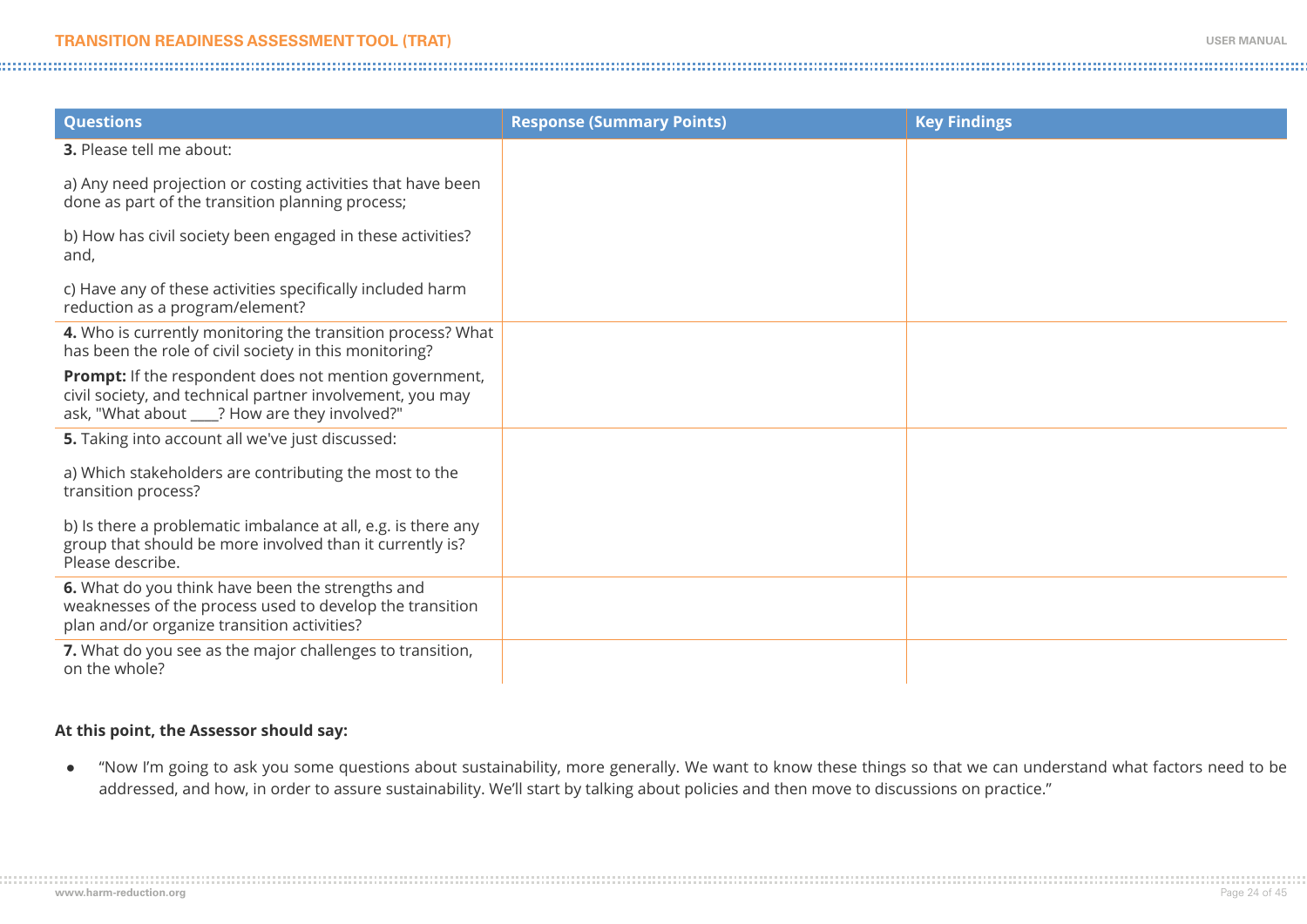| Questions | Response (Summary Points) | Key Findings |
|---|---|---|
| **3.** Please tell me about:<br><br>a) Any need projection or costing activities that have been done as part of the transition planning process;<br><br>b) How has civil society been engaged in these activities? and,<br><br>c) Have any of these activities specifically included harm reduction as a program/element? | | |
| **4.** Who is currently monitoring the transition process? What has been the role of civil society in this monitoring?<br><br>**Prompt:** If the respondent does not mention government, civil society, and technical partner involvement, you may ask, "What about ____? How are they involved?" | | |
| **5.** Taking into account all we've just discussed:<br><br>a) Which stakeholders are contributing the most to the transition process?<br><br>b) Is there a problematic imbalance at all, e.g. is there any group that should be more involved than it currently is? Please describe. | | |
| **6.** What do you think have been the strengths and weaknesses of the process used to develop the transition plan and/or organize transition activities? | | |
| **7.** What do you see as the major challenges to transition, on the whole? | | |

**At this point, the Assessor should say:**

- "Now I'm going to ask you some questions about sustainability, more generally. We want to know these things so that we can understand what factors need to be addressed, and how, in order to assure sustainability. We'll start by talking about policies and then move to discussions on practice."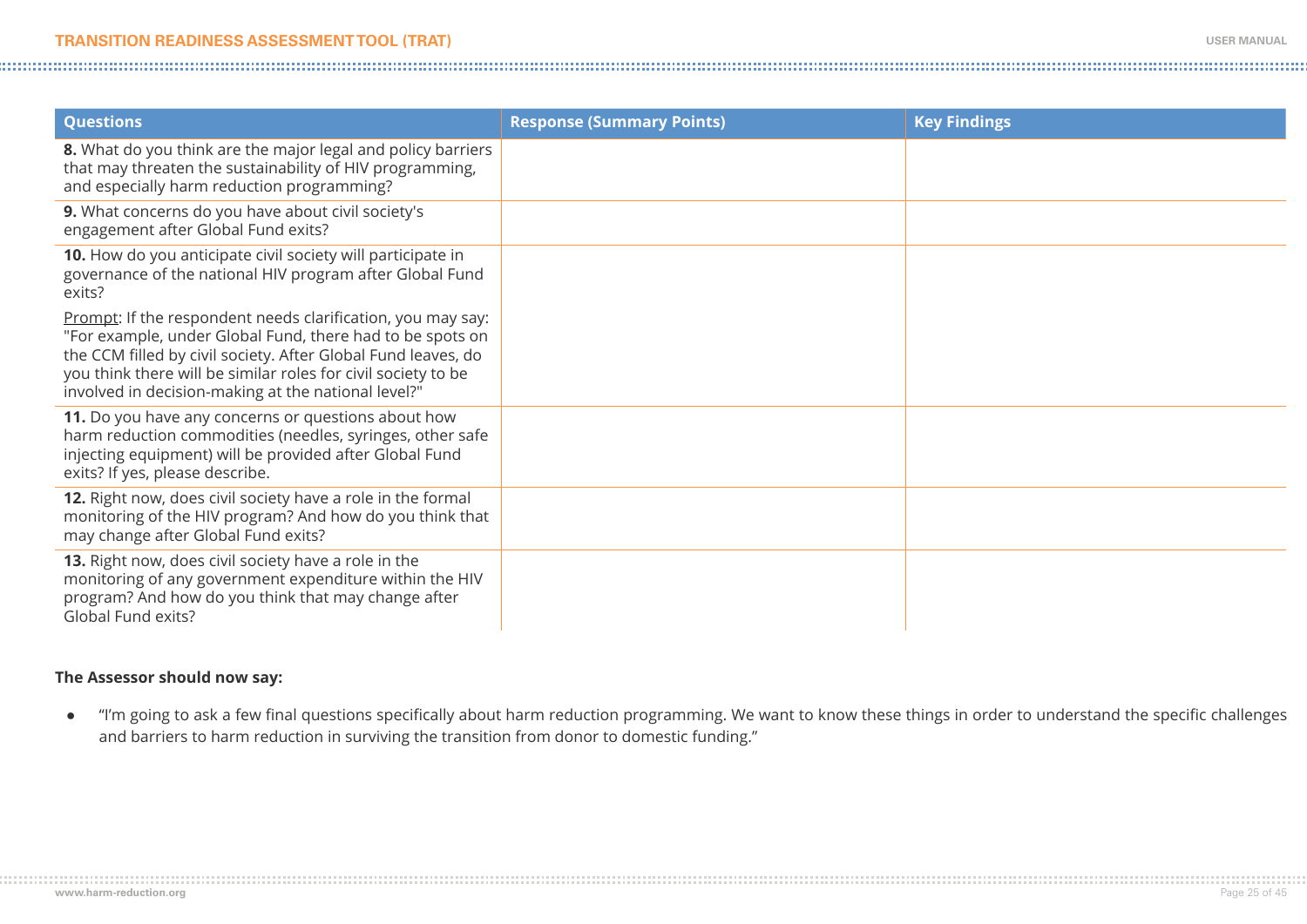| Questions | Response (Summary Points) | Key Findings |
|---|---|---|
| **8.** What do you think are the major legal and policy barriers that may threaten the sustainability of HIV programming, and especially harm reduction programming? | | |
| **9.** What concerns do you have about civil society's engagement after Global Fund exits? | | |
| **10.** How do you anticipate civil society will participate in governance of the national HIV program after Global Fund exits?<br><br>Prompt: If the respondent needs clarification, you may say: "For example, under Global Fund, there had to be spots on the CCM filled by civil society. After Global Fund leaves, do you think there will be similar roles for civil society to be involved in decision-making at the national level?" | | |
| **11.** Do you have any concerns or questions about how harm reduction commodities (needles, syringes, other safe injecting equipment) will be provided after Global Fund exits? If yes, please describe. | | |
| **12.** Right now, does civil society have a role in the formal monitoring of the HIV program? And how do you think that may change after Global Fund exits? | | |
| **13.** Right now, does civil society have a role in the monitoring of any government expenditure within the HIV program? And how do you think that may change after Global Fund exits? | | |

**The Assessor should now say:**

- "I'm going to ask a few final questions specifically about harm reduction programming. We want to know these things in order to understand the specific challenges and barriers to harm reduction in surviving the transition from donor to domestic funding."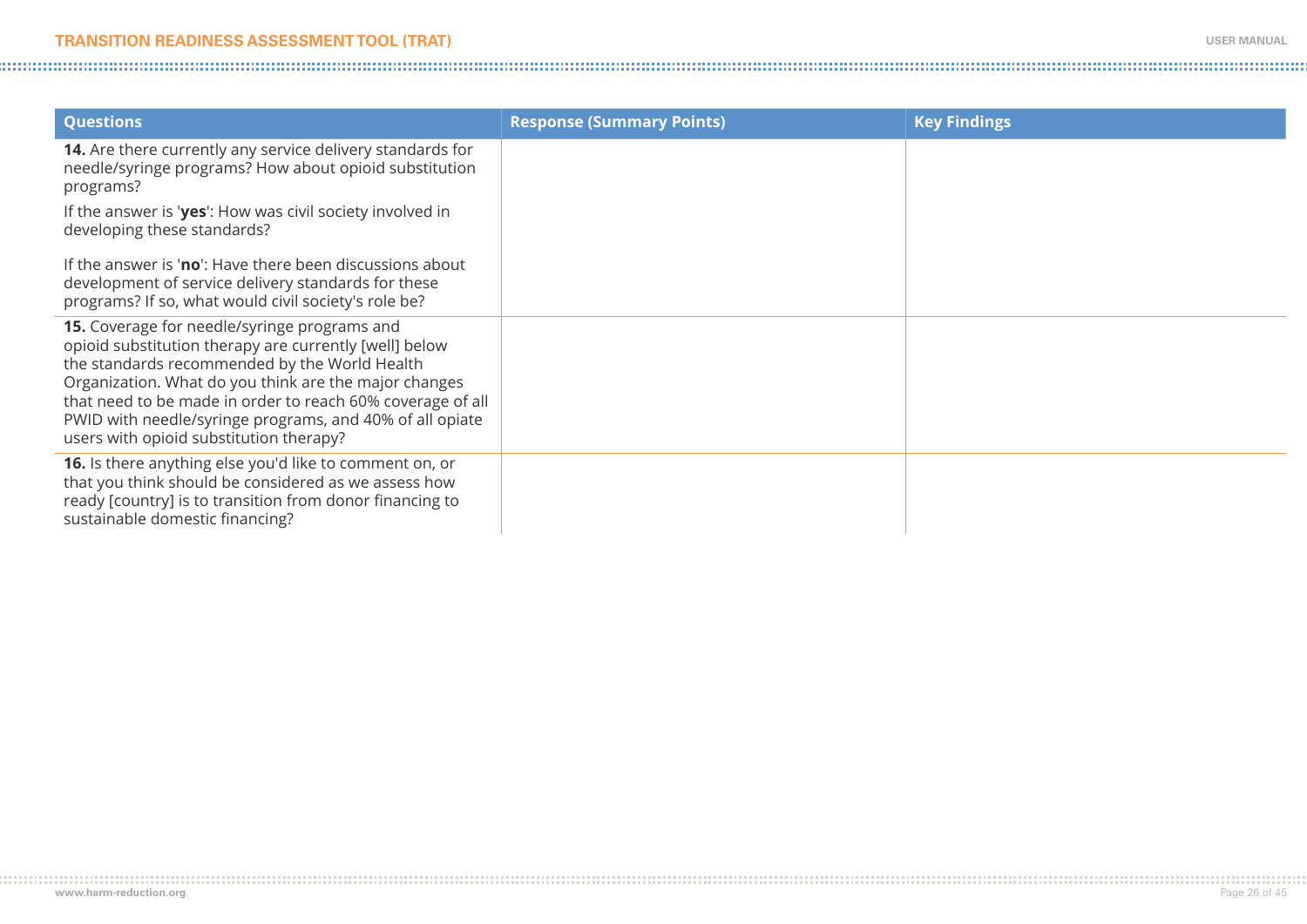| Questions | Response (Summary Points) | Key Findings |
|---|---|---|
| **14.** Are there currently any service delivery standards for needle/syringe programs? How about opioid substitution programs?<br><br>If the answer is '**yes**': How was civil society involved in developing these standards?<br><br>If the answer is '**no**': Have there been discussions about development of service delivery standards for these programs? If so, what would civil society's role be? | | |
| **15.** Coverage for needle/syringe programs and opioid substitution therapy are currently [well] below the standards recommended by the World Health Organization. What do you think are the major changes that need to be made in order to reach 60% coverage of all PWID with needle/syringe programs, and 40% of all opiate users with opioid substitution therapy? | | |
| **16.** Is there anything else you'd like to comment on, or that you think should be considered as we assess how ready [country] is to transition from donor financing to sustainable domestic financing? | | |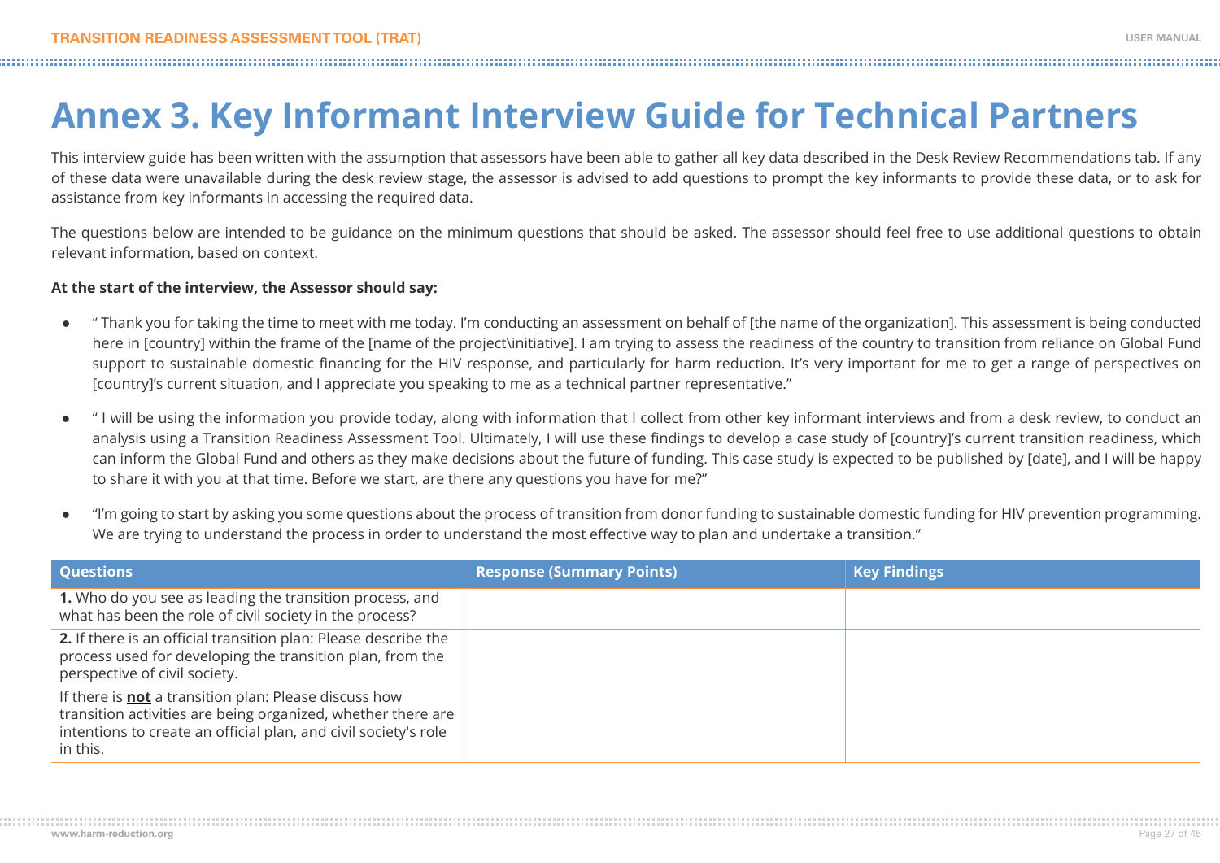# Annex 3. Key Informant Interview Guide for Technical Partners

This interview guide has been written with the assumption that assessors have been able to gather all key data described in the Desk Review Recommendations tab. If any of these data were unavailable during the desk review stage, the assessor is advised to add questions to prompt the key informants to provide these data, or to ask for assistance from key informants in accessing the required data.

The questions below are intended to be guidance on the minimum questions that should be asked. The assessor should feel free to use additional questions to obtain relevant information, based on context.

**At the start of the interview, the Assessor should say:**

- " Thank you for taking the time to meet with me today. I'm conducting an assessment on behalf of [the name of the organization]. This assessment is being conducted here in [country] within the frame of the [name of the project\initiative]. I am trying to assess the readiness of the country to transition from reliance on Global Fund support to sustainable domestic financing for the HIV response, and particularly for harm reduction. It's very important for me to get a range of perspectives on [country]'s current situation, and I appreciate you speaking to me as a technical partner representative."
- " I will be using the information you provide today, along with information that I collect from other key informant interviews and from a desk review, to conduct an analysis using a Transition Readiness Assessment Tool. Ultimately, I will use these findings to develop a case study of [country]'s current transition readiness, which can inform the Global Fund and others as they make decisions about the future of funding. This case study is expected to be published by [date], and I will be happy to share it with you at that time. Before we start, are there any questions you have for me?"
- "I'm going to start by asking you some questions about the process of transition from donor funding to sustainable domestic funding for HIV prevention programming. We are trying to understand the process in order to understand the most effective way to plan and undertake a transition."

| Questions | Response (Summary Points) | Key Findings |
|---|---|---|
| **1.** Who do you see as leading the transition process, and what has been the role of civil society in the process? | | |
| **2.** If there is an official transition plan: Please describe the process used for developing the transition plan, from the perspective of civil society.<br><br>If there is **not** a transition plan: Please discuss how transition activities are being organized, whether there are intentions to create an official plan, and civil society's role in this. | | |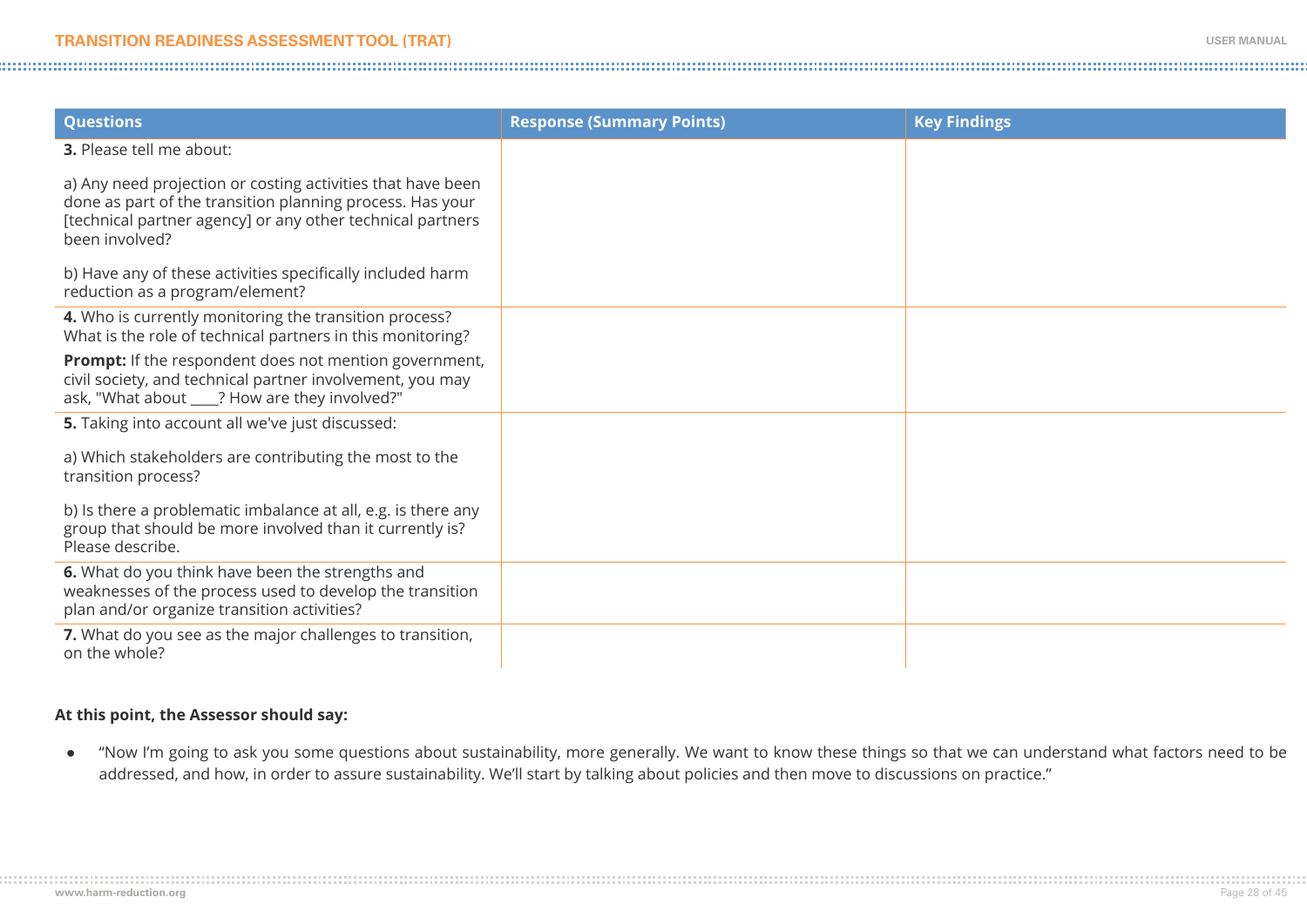| Questions | Response (Summary Points) | Key Findings |
|---|---|---|
| **3.** Please tell me about:<br><br>a) Any need projection or costing activities that have been done as part of the transition planning process. Has your [technical partner agency] or any other technical partners been involved?<br><br>b) Have any of these activities specifically included harm reduction as a program/element? | | |
| **4.** Who is currently monitoring the transition process? What is the role of technical partners in this monitoring?<br><br>**Prompt:** If the respondent does not mention government, civil society, and technical partner involvement, you may ask, "What about ____? How are they involved?" | | |
| **5.** Taking into account all we've just discussed:<br><br>a) Which stakeholders are contributing the most to the transition process?<br><br>b) Is there a problematic imbalance at all, e.g. is there any group that should be more involved than it currently is? Please describe. | | |
| **6.** What do you think have been the strengths and weaknesses of the process used to develop the transition plan and/or organize transition activities? | | |
| **7.** What do you see as the major challenges to transition, on the whole? | | |

**At this point, the Assessor should say:**

- "Now I'm going to ask you some questions about sustainability, more generally. We want to know these things so that we can understand what factors need to be addressed, and how, in order to assure sustainability. We'll start by talking about policies and then move to discussions on practice."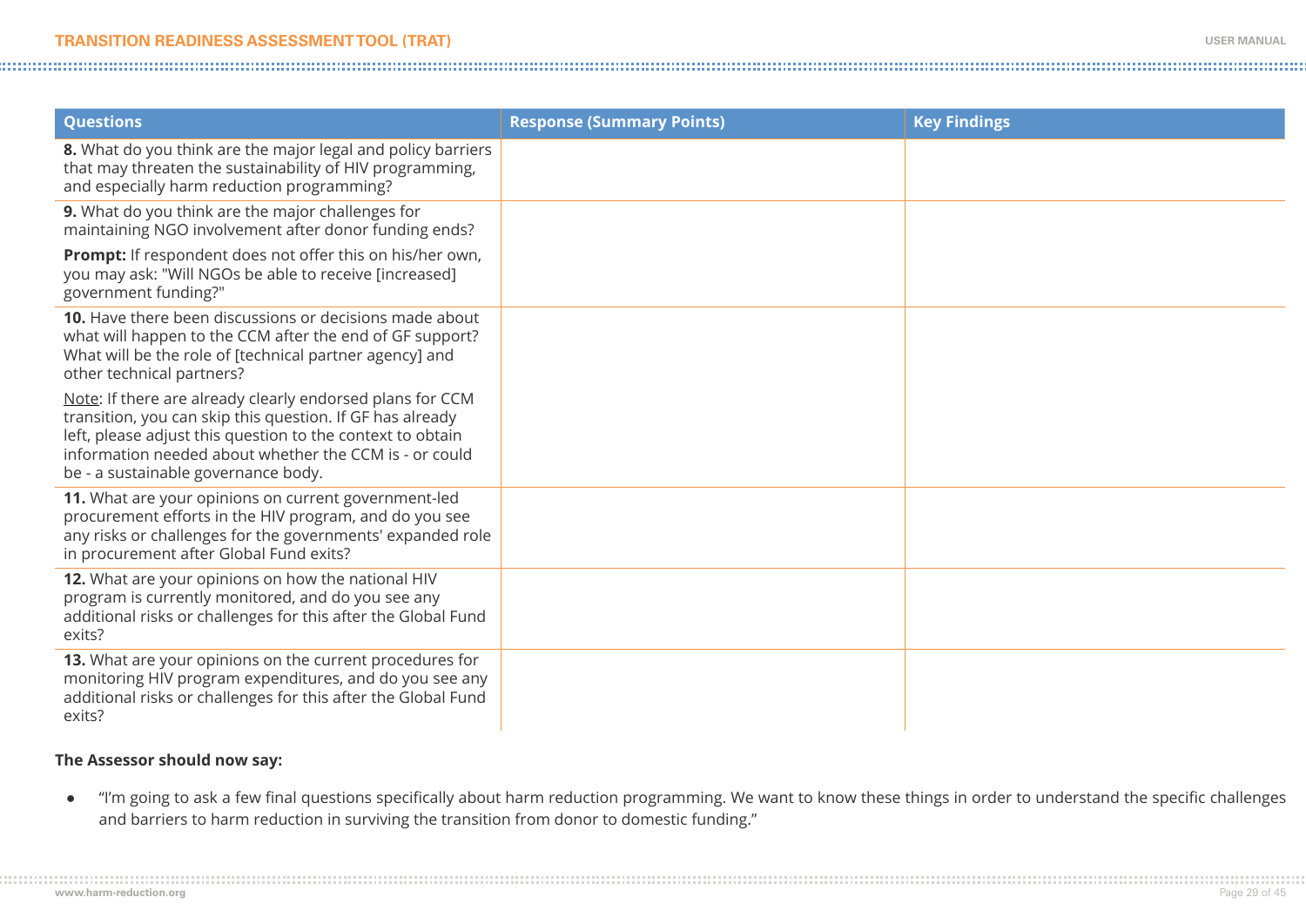| Questions | Response (Summary Points) | Key Findings |
|---|---|---|
| **8.** What do you think are the major legal and policy barriers that may threaten the sustainability of HIV programming, and especially harm reduction programming? | | |
| **9.** What do you think are the major challenges for maintaining NGO involvement after donor funding ends?<br><br>**Prompt:** If respondent does not offer this on his/her own, you may ask: "Will NGOs be able to receive [increased] government funding?" | | |
| **10.** Have there been discussions or decisions made about what will happen to the CCM after the end of GF support? What will be the role of [technical partner agency] and other technical partners?<br><br><u>Note</u>: If there are already clearly endorsed plans for CCM transition, you can skip this question. If GF has already left, please adjust this question to the context to obtain information needed about whether the CCM is - or could be - a sustainable governance body. | | |
| **11.** What are your opinions on current government-led procurement efforts in the HIV program, and do you see any risks or challenges for the governments' expanded role in procurement after Global Fund exits? | | |
| **12.** What are your opinions on how the national HIV program is currently monitored, and do you see any additional risks or challenges for this after the Global Fund exits? | | |
| **13.** What are your opinions on the current procedures for monitoring HIV program expenditures, and do you see any additional risks or challenges for this after the Global Fund exits? | | |

**The Assessor should now say:**

- "I'm going to ask a few final questions specifically about harm reduction programming. We want to know these things in order to understand the specific challenges and barriers to harm reduction in surviving the transition from donor to domestic funding."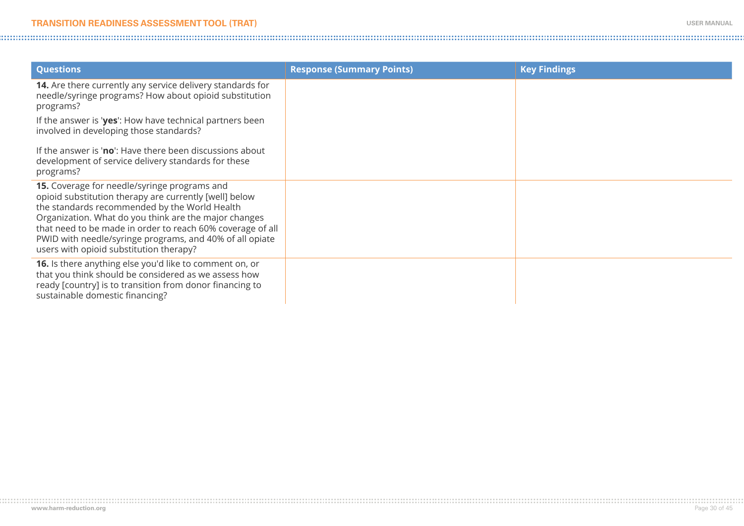| Questions | Response (Summary Points) | Key Findings |
|---|---|---|
| **14.** Are there currently any service delivery standards for needle/syringe programs? How about opioid substitution programs?<br><br>If the answer is '**yes**': How have technical partners been involved in developing those standards?<br><br>If the answer is '**no**': Have there been discussions about development of service delivery standards for these programs? | | |
| **15.** Coverage for needle/syringe programs and opioid substitution therapy are currently [well] below the standards recommended by the World Health Organization. What do you think are the major changes that need to be made in order to reach 60% coverage of all PWID with needle/syringe programs, and 40% of all opiate users with opioid substitution therapy? | | |
| **16.** Is there anything else you'd like to comment on, or that you think should be considered as we assess how ready [country] is to transition from donor financing to sustainable domestic financing? | | |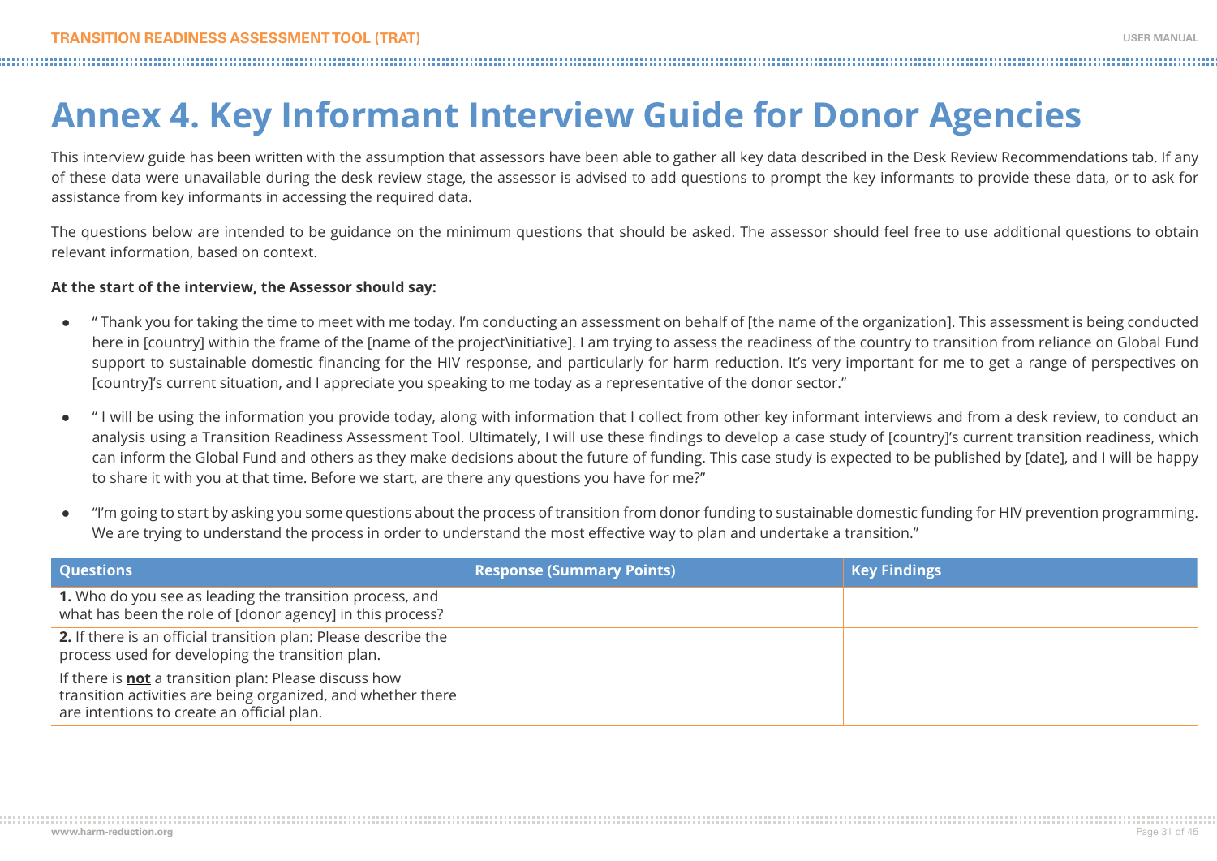# Annex 4. Key Informant Interview Guide for Donor Agencies

This interview guide has been written with the assumption that assessors have been able to gather all key data described in the Desk Review Recommendations tab. If any of these data were unavailable during the desk review stage, the assessor is advised to add questions to prompt the key informants to provide these data, or to ask for assistance from key informants in accessing the required data.

The questions below are intended to be guidance on the minimum questions that should be asked. The assessor should feel free to use additional questions to obtain relevant information, based on context.

**At the start of the interview, the Assessor should say:**

- " Thank you for taking the time to meet with me today. I'm conducting an assessment on behalf of [the name of the organization]. This assessment is being conducted here in [country] within the frame of the [name of the project\initiative]. I am trying to assess the readiness of the country to transition from reliance on Global Fund support to sustainable domestic financing for the HIV response, and particularly for harm reduction. It's very important for me to get a range of perspectives on [country]'s current situation, and I appreciate you speaking to me today as a representative of the donor sector."
- " I will be using the information you provide today, along with information that I collect from other key informant interviews and from a desk review, to conduct an analysis using a Transition Readiness Assessment Tool. Ultimately, I will use these findings to develop a case study of [country]'s current transition readiness, which can inform the Global Fund and others as they make decisions about the future of funding. This case study is expected to be published by [date], and I will be happy to share it with you at that time. Before we start, are there any questions you have for me?"
- "I'm going to start by asking you some questions about the process of transition from donor funding to sustainable domestic funding for HIV prevention programming. We are trying to understand the process in order to understand the most effective way to plan and undertake a transition."

| Questions | Response (Summary Points) | Key Findings |
|---|---|---|
| **1.** Who do you see as leading the transition process, and what has been the role of [donor agency] in this process? | | |
| **2.** If there is an official transition plan: Please describe the process used for developing the transition plan.<br><br>If there is **not** a transition plan: Please discuss how transition activities are being organized, and whether there are intentions to create an official plan. | | |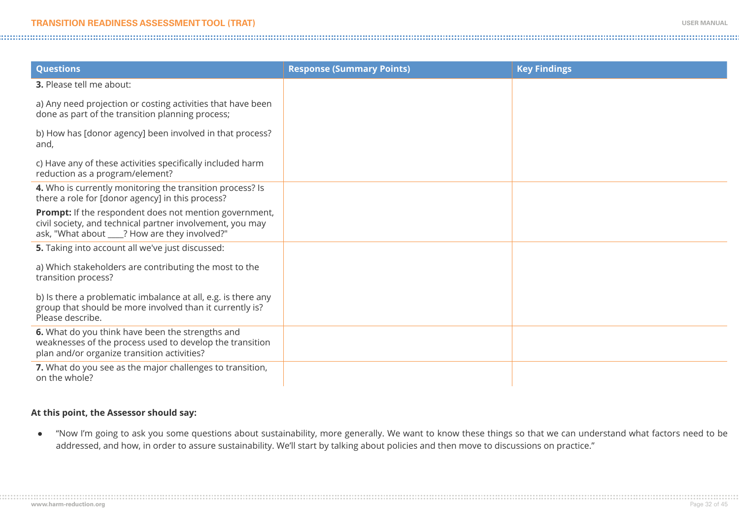| Questions | Response (Summary Points) | Key Findings |
|---|---|---|
| **3.** Please tell me about:<br><br>a) Any need projection or costing activities that have been done as part of the transition planning process;<br><br>b) How has [donor agency] been involved in that process? and,<br><br>c) Have any of these activities specifically included harm reduction as a program/element? | | |
| **4.** Who is currently monitoring the transition process? Is there a role for [donor agency] in this process?<br><br>**Prompt:** If the respondent does not mention government, civil society, and technical partner involvement, you may ask, "What about ____? How are they involved?" | | |
| **5.** Taking into account all we've just discussed:<br><br>a) Which stakeholders are contributing the most to the transition process?<br><br>b) Is there a problematic imbalance at all, e.g. is there any group that should be more involved than it currently is? Please describe. | | |
| **6.** What do you think have been the strengths and weaknesses of the process used to develop the transition plan and/or organize transition activities? | | |
| **7.** What do you see as the major challenges to transition, on the whole? | | |

**At this point, the Assessor should say:**

- "Now I'm going to ask you some questions about sustainability, more generally. We want to know these things so that we can understand what factors need to be addressed, and how, in order to assure sustainability. We'll start by talking about policies and then move to discussions on practice."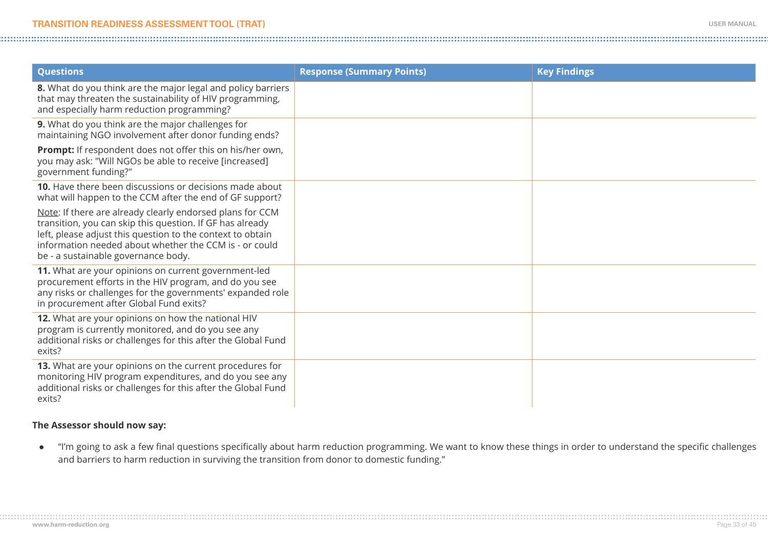| Questions | Response (Summary Points) | Key Findings |
|---|---|---|
| **8.** What do you think are the major legal and policy barriers that may threaten the sustainability of HIV programming, and especially harm reduction programming? | | |
| **9.** What do you think are the major challenges for maintaining NGO involvement after donor funding ends?<br><br>**Prompt:** If respondent does not offer this on his/her own, you may ask: "Will NGOs be able to receive [increased] government funding?" | | |
| **10.** Have there been discussions or decisions made about what will happen to the CCM after the end of GF support?<br><br>Note: If there are already clearly endorsed plans for CCM transition, you can skip this question. If GF has already left, please adjust this question to the context to obtain information needed about whether the CCM is - or could be - a sustainable governance body. | | |
| **11.** What are your opinions on current government-led procurement efforts in the HIV program, and do you see any risks or challenges for the governments' expanded role in procurement after Global Fund exits? | | |
| **12.** What are your opinions on how the national HIV program is currently monitored, and do you see any additional risks or challenges for this after the Global Fund exits? | | |
| **13.** What are your opinions on the current procedures for monitoring HIV program expenditures, and do you see any additional risks or challenges for this after the Global Fund exits? | | |

**The Assessor should now say:**

- "I'm going to ask a few final questions specifically about harm reduction programming. We want to know these things in order to understand the specific challenges and barriers to harm reduction in surviving the transition from donor to domestic funding."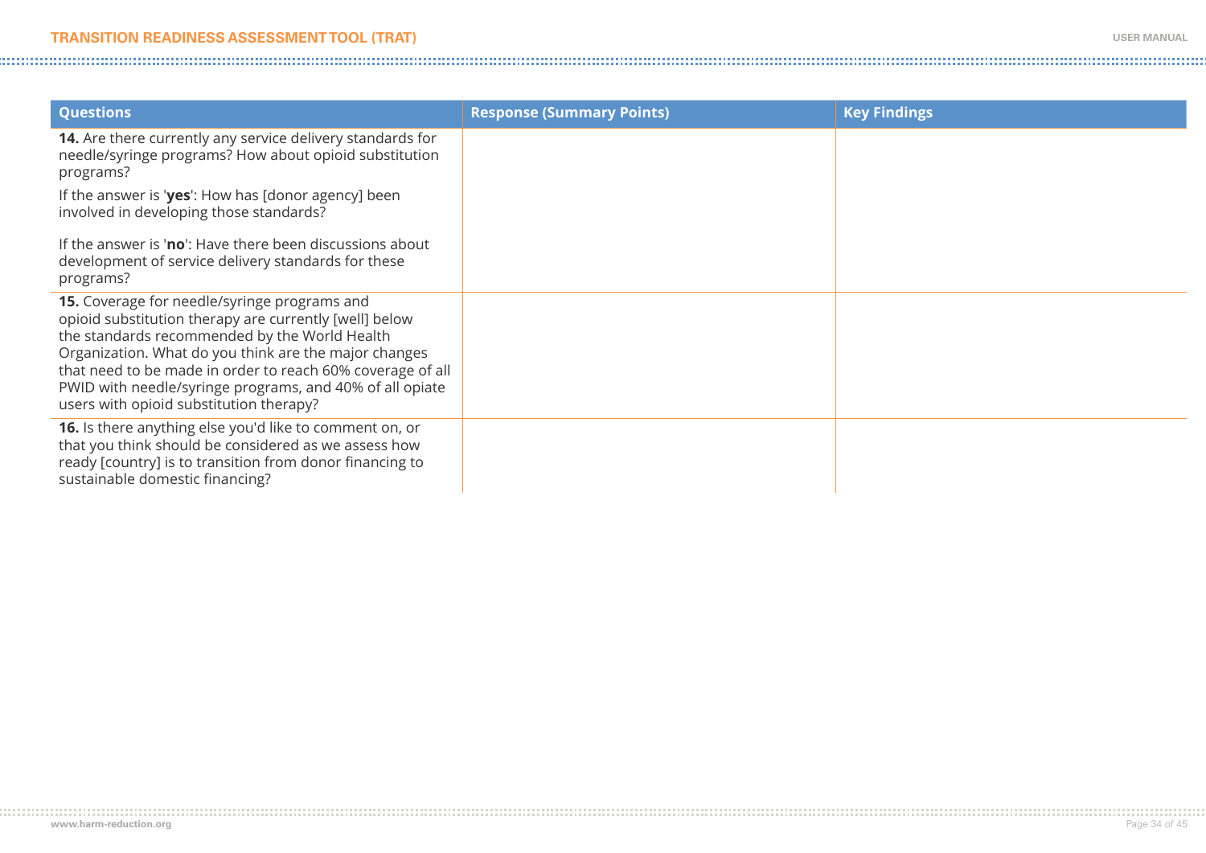| Questions | Response (Summary Points) | Key Findings |
| --- | --- | --- |
| **14.** Are there currently any service delivery standards for needle/syringe programs? How about opioid substitution programs?<br><br>If the answer is '**yes**': How has [donor agency] been involved in developing those standards?<br><br>If the answer is '**no**': Have there been discussions about development of service delivery standards for these programs? | | |
| **15.** Coverage for needle/syringe programs and opioid substitution therapy are currently [well] below the standards recommended by the World Health Organization. What do you think are the major changes that need to be made in order to reach 60% coverage of all PWID with needle/syringe programs, and 40% of all opiate users with opioid substitution therapy? | | |
| **16.** Is there anything else you'd like to comment on, or that you think should be considered as we assess how ready [country] is to transition from donor financing to sustainable domestic financing? | | |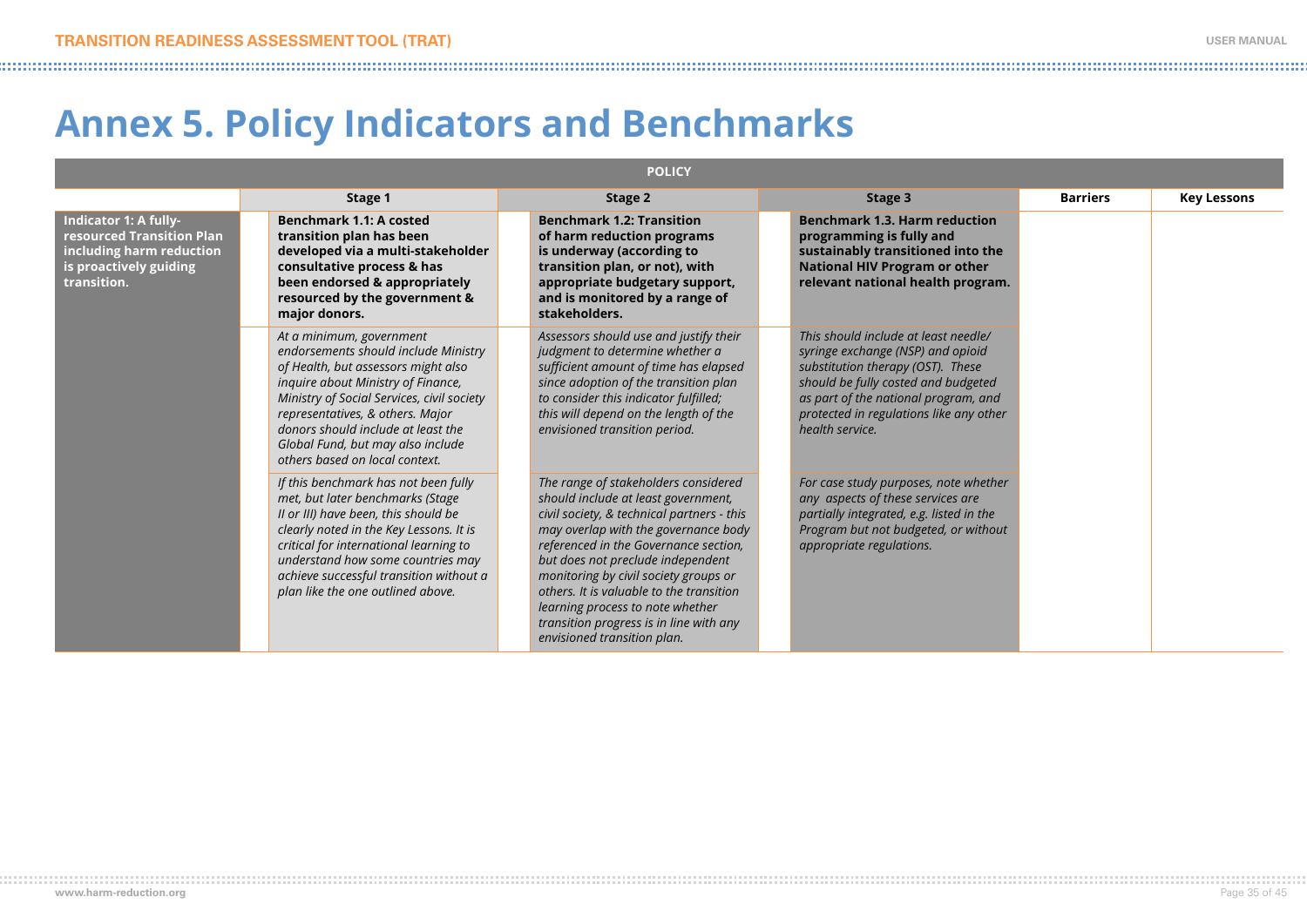# Annex 5. Policy Indicators and Benchmarks

| POLICY | | | | | |
|---|---|---|---|---|---|
| | **Stage 1** | **Stage 2** | **Stage 3** | **Barriers** | **Key Lessons** |
| **Indicator 1: A fully-resourced Transition Plan including harm reduction is proactively guiding transition.** | **Benchmark 1.1: A costed transition plan has been developed via a multi-stakeholder consultative process & has been endorsed & appropriately resourced by the government & major donors.** | **Benchmark 1.2: Transition of harm reduction programs is underway (according to transition plan, or not), with appropriate budgetary support, and is monitored by a range of stakeholders.** | **Benchmark 1.3. Harm reduction programming is fully and sustainably transitioned into the National HIV Program or other relevant national health program.** | | |
| | *At a minimum, government endorsements should include Ministry of Health, but assessors might also inquire about Ministry of Finance, Ministry of Social Services, civil society representatives, & others. Major donors should include at least the Global Fund, but may also include others based on local context.* | *Assessors should use and justify their judgment to determine whether a sufficient amount of time has elapsed since adoption of the transition plan to consider this indicator fulfilled; this will depend on the length of the envisioned transition period.* | *This should include at least needle/ syringe exchange (NSP) and opioid substitution therapy (OST). These should be fully costed and budgeted as part of the national program, and protected in regulations like any other health service.* | | |
| | *If this benchmark has not been fully met, but later benchmarks (Stage II or III) have been, this should be clearly noted in the Key Lessons. It is critical for international learning to understand how some countries may achieve successful transition without a plan like the one outlined above.* | *The range of stakeholders considered should include at least government, civil society, & technical partners - this may overlap with the governance body referenced in the Governance section, but does not preclude independent monitoring by civil society groups or others. It is valuable to the transition learning process to note whether transition progress is in line with any envisioned transition plan.* | *For case study purposes, note whether any aspects of these services are partially integrated, e.g. listed in the Program but not budgeted, or without appropriate regulations.* | | |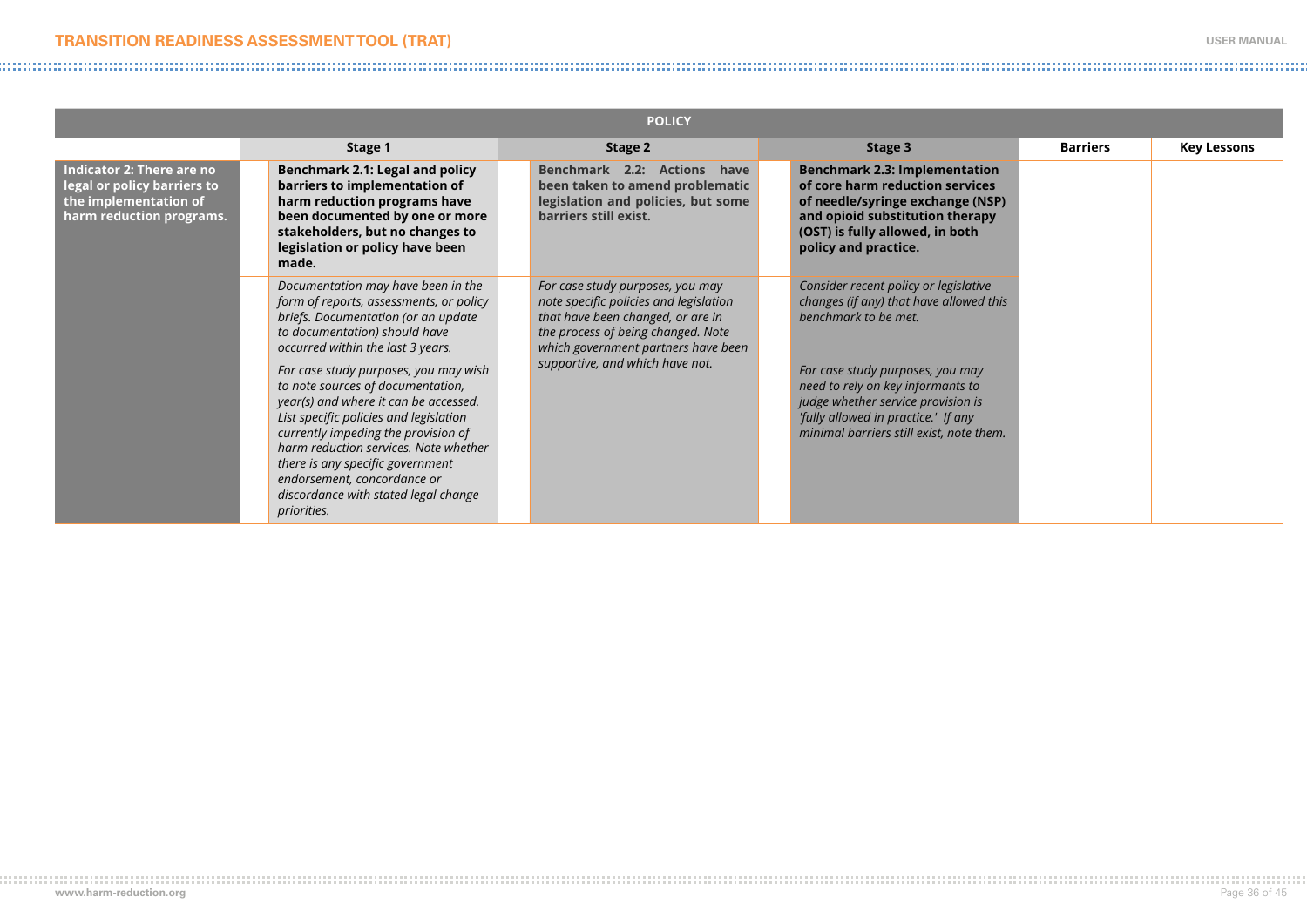| POLICY | | | | | |
|---|---|---|---|---|---|
| | Stage 1 | Stage 2 | Stage 3 | Barriers | Key Lessons |
| **Indicator 2: There are no legal or policy barriers to the implementation of harm reduction programs.** | **Benchmark 2.1: Legal and policy barriers to implementation of harm reduction programs have been documented by one or more stakeholders, but no changes to legislation or policy have been made.** | **Benchmark 2.2: Actions have been taken to amend problematic legislation and policies, but some barriers still exist.** | **Benchmark 2.3: Implementation of core harm reduction services of needle/syringe exchange (NSP) and opioid substitution therapy (OST) is fully allowed, in both policy and practice.** | | |
| | *Documentation may have been in the form of reports, assessments, or policy briefs. Documentation (or an update to documentation) should have occurred within the last 3 years.* | *For case study purposes, you may note specific policies and legislation that have been changed, or are in the process of being changed. Note which government partners have been supportive, and which have not.* | *Consider recent policy or legislative changes (if any) that have allowed this benchmark to be met.* | | |
| | *For case study purposes, you may wish to note sources of documentation, year(s) and where it can be accessed. List specific policies and legislation currently impeding the provision of harm reduction services. Note whether there is any specific government endorsement, concordance or discordance with stated legal change priorities.* | | *For case study purposes, you may need to rely on key informants to judge whether service provision is 'fully allowed in practice.' If any minimal barriers still exist, note them.* | | |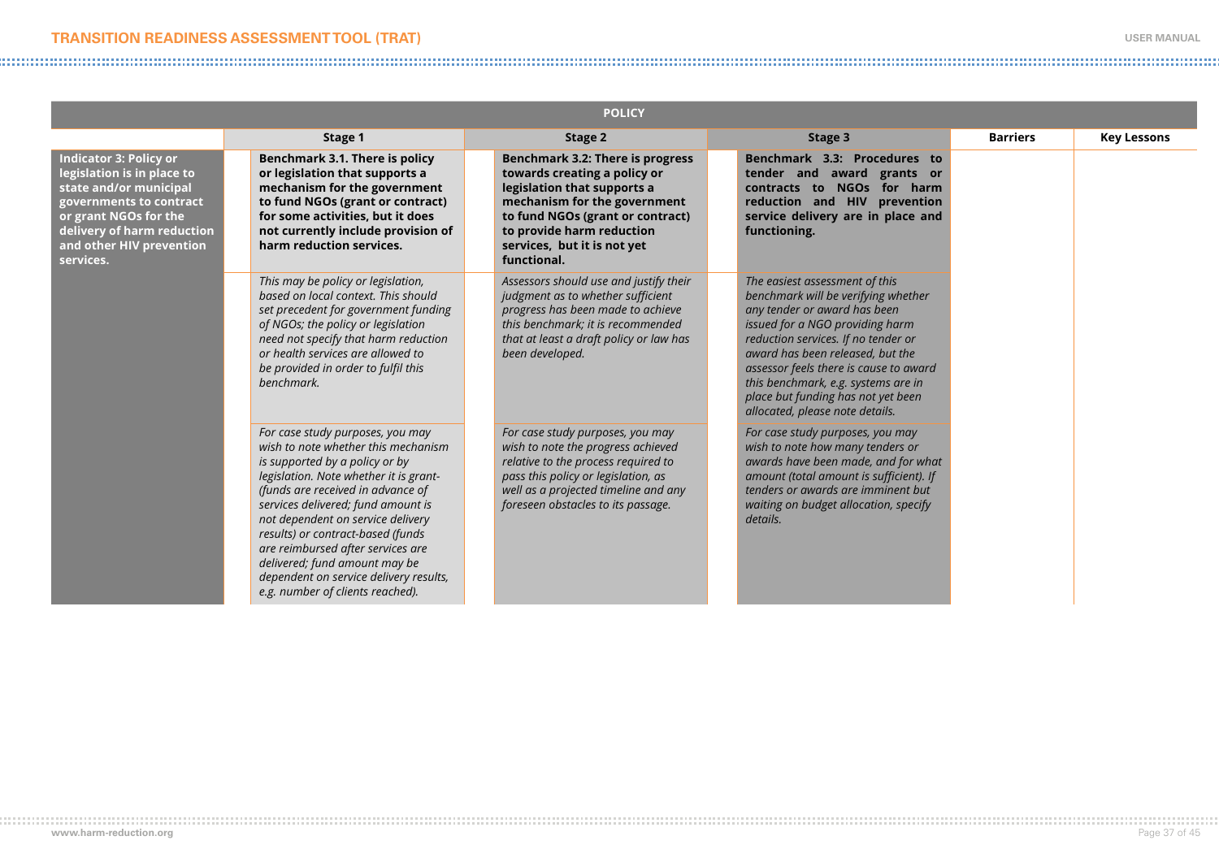| POLICY | | | | | |
|---|---|---|---|---|---|
| | Stage 1 | Stage 2 | Stage 3 | Barriers | Key Lessons |
| **Indicator 3: Policy or legislation is in place to state and/or municipal governments to contract or grant NGOs for the delivery of harm reduction and other HIV prevention services.** | **Benchmark 3.1. There is policy or legislation that supports a mechanism for the government to fund NGOs (grant or contract) for some activities, but it does not currently include provision of harm reduction services.** | **Benchmark 3.2: There is progress towards creating a policy or legislation that supports a mechanism for the government to fund NGOs (grant or contract) to provide harm reduction services, but it is not yet functional.** | **Benchmark 3.3: Procedures to tender and award grants or contracts to NGOs for harm reduction and HIV prevention service delivery are in place and functioning.** | | |
| | *This may be policy or legislation, based on local context. This should set precedent for government funding of NGOs; the policy or legislation need not specify that harm reduction or health services are allowed to be provided in order to fulfil this benchmark.* | *Assessors should use and justify their judgment as to whether sufficient progress has been made to achieve this benchmark; it is recommended that at least a draft policy or law has been developed.* | *The easiest assessment of this benchmark will be verifying whether any tender or award has been issued for a NGO providing harm reduction services. If no tender or award has been released, but the assessor feels there is cause to award this benchmark, e.g. systems are in place but funding has not yet been allocated, please note details.* | | |
| | *For case study purposes, you may wish to note whether this mechanism is supported by a policy or by legislation. Note whether it is grant- (funds are received in advance of services delivered; fund amount is not dependent on service delivery results) or contract-based (funds are reimbursed after services are delivered; fund amount may be dependent on service delivery results, e.g. number of clients reached).* | *For case study purposes, you may wish to note the progress achieved relative to the process required to pass this policy or legislation, as well as a projected timeline and any foreseen obstacles to its passage.* | *For case study purposes, you may wish to note how many tenders or awards have been made, and for what amount (total amount is sufficient). If tenders or awards are imminent but waiting on budget allocation, specify details.* | | |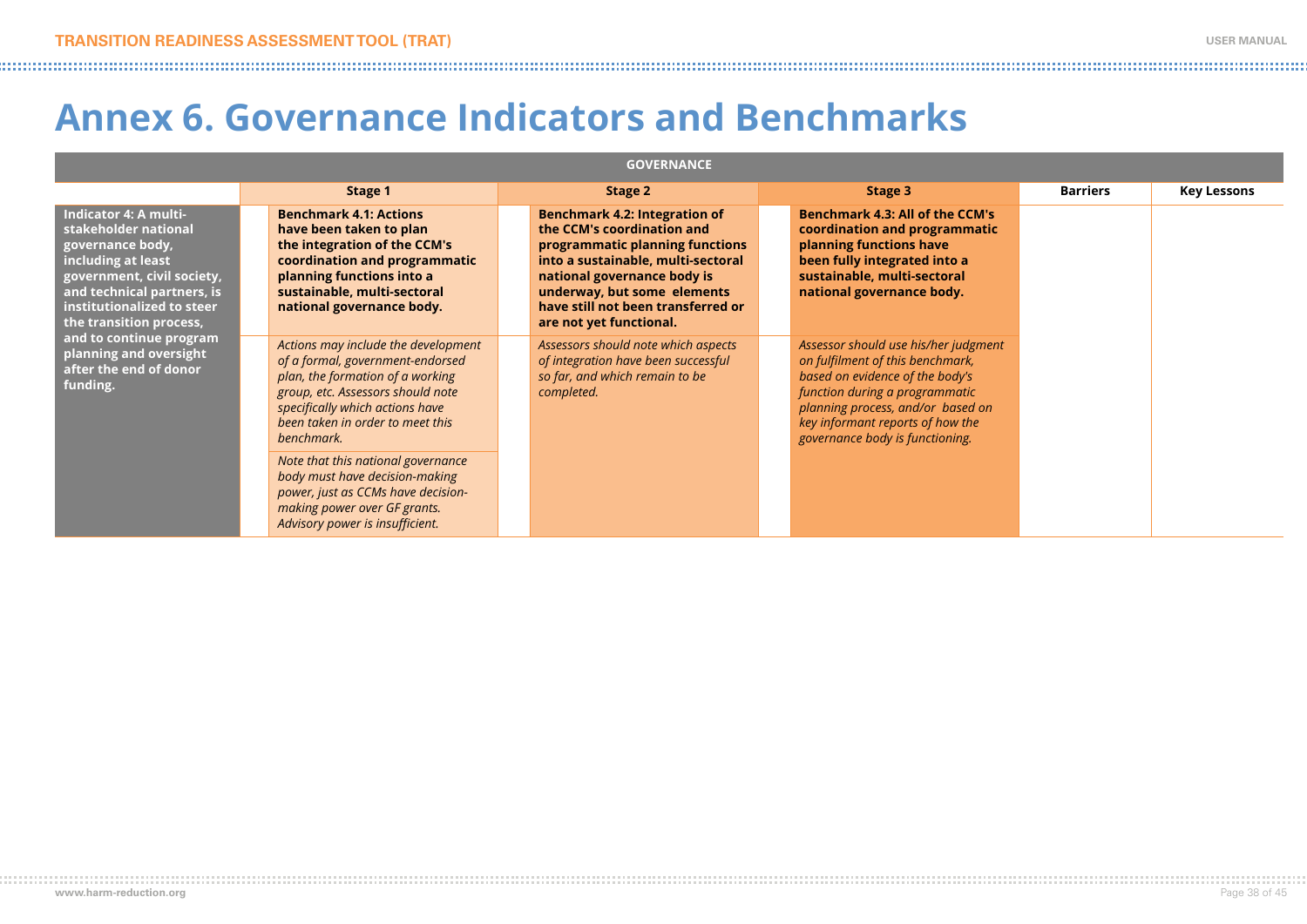# Annex 6. Governance Indicators and Benchmarks

| GOVERNANCE | | | | | |
|---|---|---|---|---|---|
| | Stage 1 | Stage 2 | Stage 3 | Barriers | Key Lessons |
| **Indicator 4: A multi-stakeholder national governance body, including at least government, civil society, and technical partners, is institutionalized to steer the transition process, and to continue program planning and oversight after the end of donor funding.** | **Benchmark 4.1: Actions have been taken to plan the integration of the CCM's coordination and programmatic planning functions into a sustainable, multi-sectoral national governance body.** | **Benchmark 4.2: Integration of the CCM's coordination and programmatic planning functions into a sustainable, multi-sectoral national governance body is underway, but some elements have still not been transferred or are not yet functional.** | **Benchmark 4.3: All of the CCM's coordination and programmatic planning functions have been fully integrated into a sustainable, multi-sectoral national governance body.** | | |
| | *Actions may include the development of a formal, government-endorsed plan, the formation of a working group, etc. Assessors should note specifically which actions have been taken in order to meet this benchmark.* *Note that this national governance body must have decision-making power, just as CCMs have decision-making power over GF grants. Advisory power is insufficient.* | *Assessors should note which aspects of integration have been successful so far, and which remain to be completed.* | *Assessor should use his/her judgment on fulfilment of this benchmark, based on evidence of the body's function during a programmatic planning process, and/or based on key informant reports of how the governance body is functioning.* | | |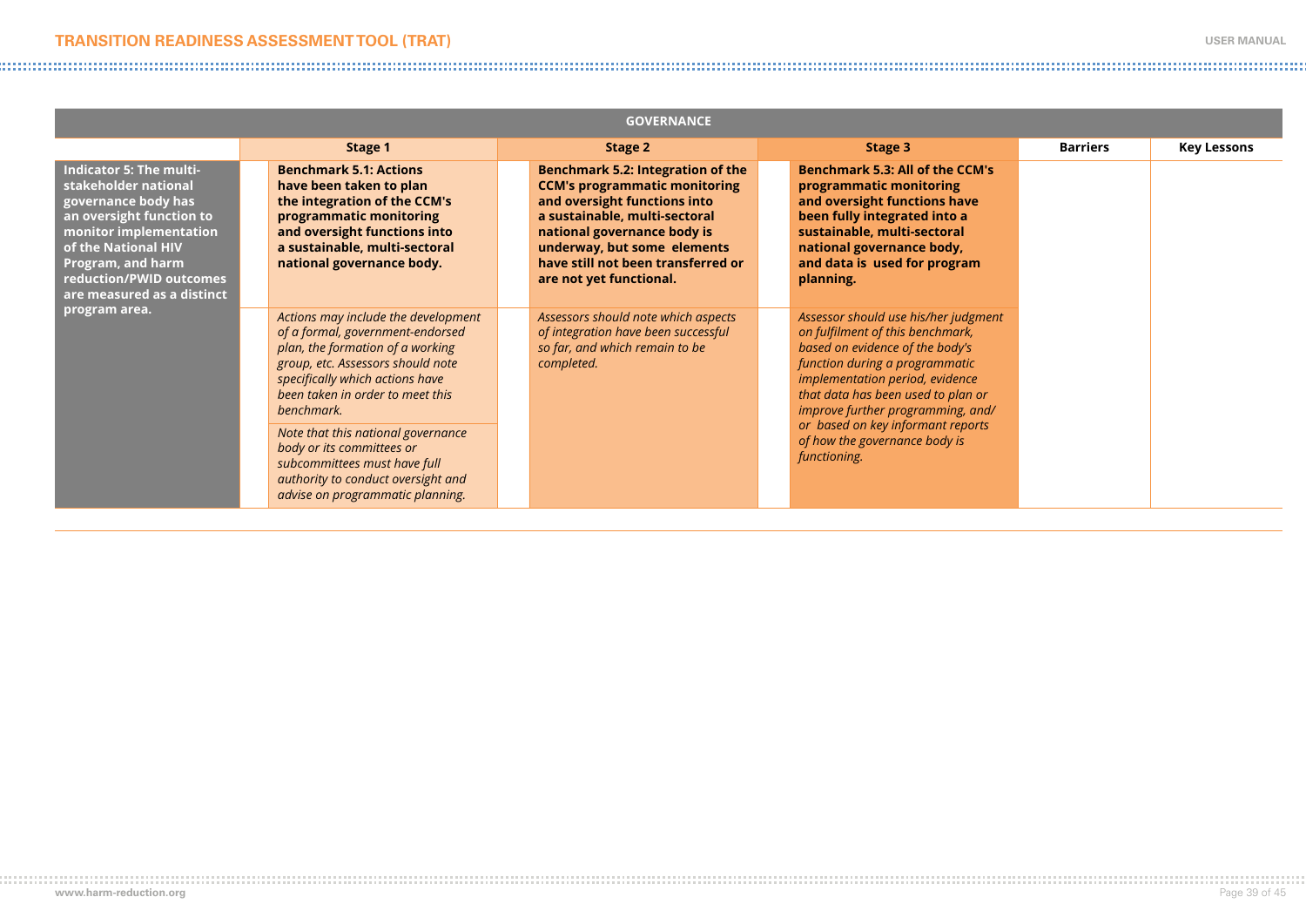| GOVERNANCE | | | | | | | | |
|---|---|---|---|---|---|---|---|---|
| | | Stage 1 | | Stage 2 | | Stage 3 | Barriers | Key Lessons |
| **Indicator 5: The multi-stakeholder national governance body has an oversight function to monitor implementation of the National HIV Program, and harm reduction/PWID outcomes are measured as a distinct program area.** | | **Benchmark 5.1: Actions have been taken to plan the integration of the CCM's programmatic monitoring and oversight functions into a sustainable, multi-sectoral national governance body.** | | **Benchmark 5.2: Integration of the CCM's programmatic monitoring and oversight functions into a sustainable, multi-sectoral national governance body is underway, but some elements have still not been transferred or are not yet functional.** | | **Benchmark 5.3: All of the CCM's programmatic monitoring and oversight functions have been fully integrated into a sustainable, multi-sectoral national governance body, and data is used for program planning.** | | |
| | | *Actions may include the development of a formal, government-endorsed plan, the formation of a working group, etc. Assessors should note specifically which actions have been taken in order to meet this benchmark.*<br><br>*Note that this national governance body or its committees or subcommittees must have full authority to conduct oversight and advise on programmatic planning.* | | *Assessors should note which aspects of integration have been successful so far, and which remain to be completed.* | | *Assessor should use his/her judgment on fulfilment of this benchmark, based on evidence of the body's function during a programmatic implementation period, evidence that data has been used to plan or improve further programming, and/or based on key informant reports of how the governance body is functioning.* | | |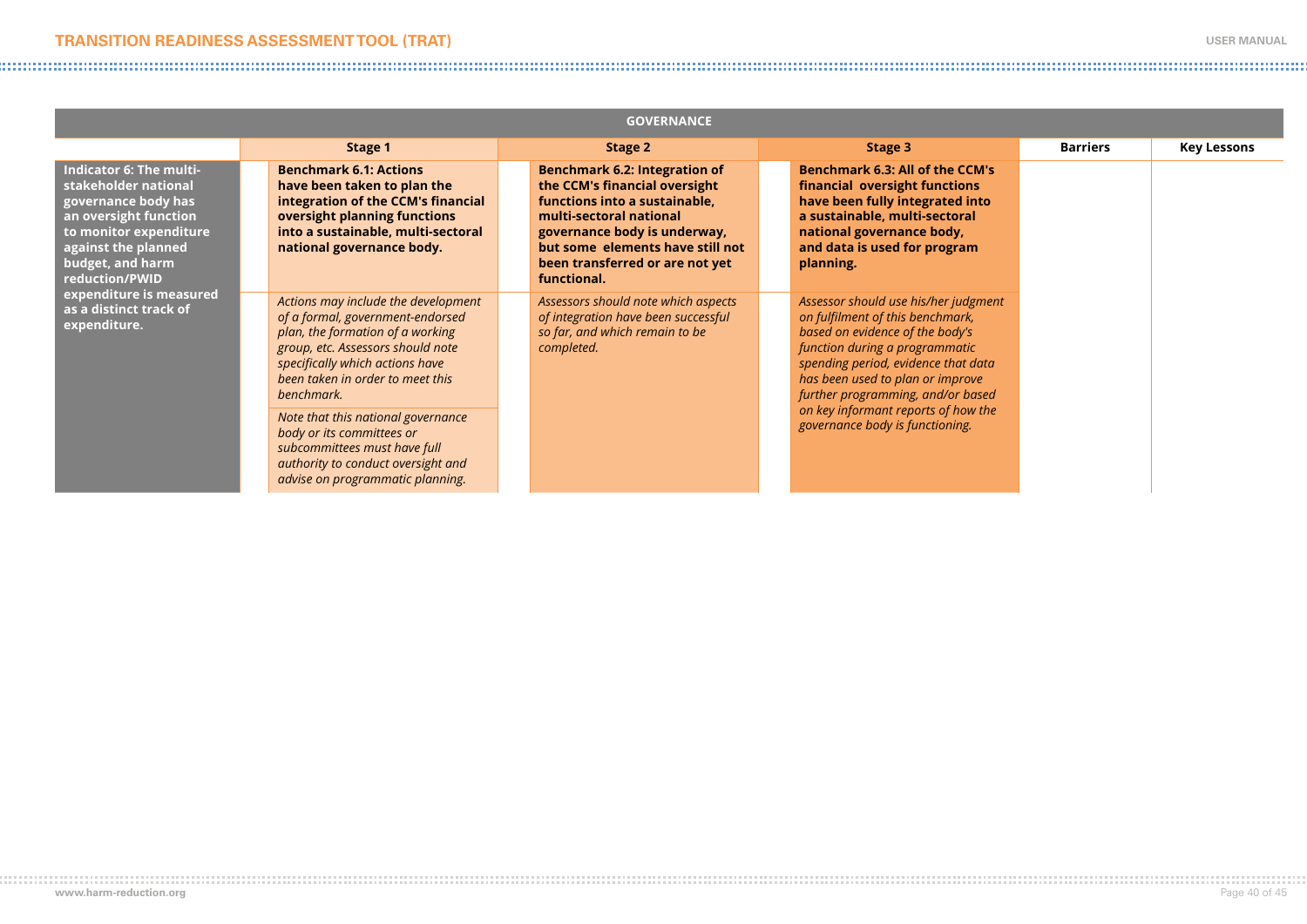| GOVERNANCE | | | | | |
|---|---|---|---|---|---|
| | Stage 1 | Stage 2 | Stage 3 | Barriers | Key Lessons |
| **Indicator 6: The multi-stakeholder national governance body has an oversight function to monitor expenditure against the planned budget, and harm reduction/PWID expenditure is measured as a distinct track of expenditure.** | **Benchmark 6.1: Actions have been taken to plan the integration of the CCM's financial oversight planning functions into a sustainable, multi-sectoral national governance body.** | **Benchmark 6.2: Integration of the CCM's financial oversight functions into a sustainable, multi-sectoral national governance body is underway, but some elements have still not been transferred or are not yet functional.** | **Benchmark 6.3: All of the CCM's financial oversight functions have been fully integrated into a sustainable, multi-sectoral national governance body, and data is used for program planning.** | | |
| | *Actions may include the development of a formal, government-endorsed plan, the formation of a working group, etc. Assessors should note specifically which actions have been taken in order to meet this benchmark.* *Note that this national governance body or its committees or subcommittees must have full authority to conduct oversight and advise on programmatic planning.* | *Assessors should note which aspects of integration have been successful so far, and which remain to be completed.* | *Assessor should use his/her judgment on fulfilment of this benchmark, based on evidence of the body's function during a programmatic spending period, evidence that data has been used to plan or improve further programming, and/or based on key informant reports of how the governance body is functioning.* | | |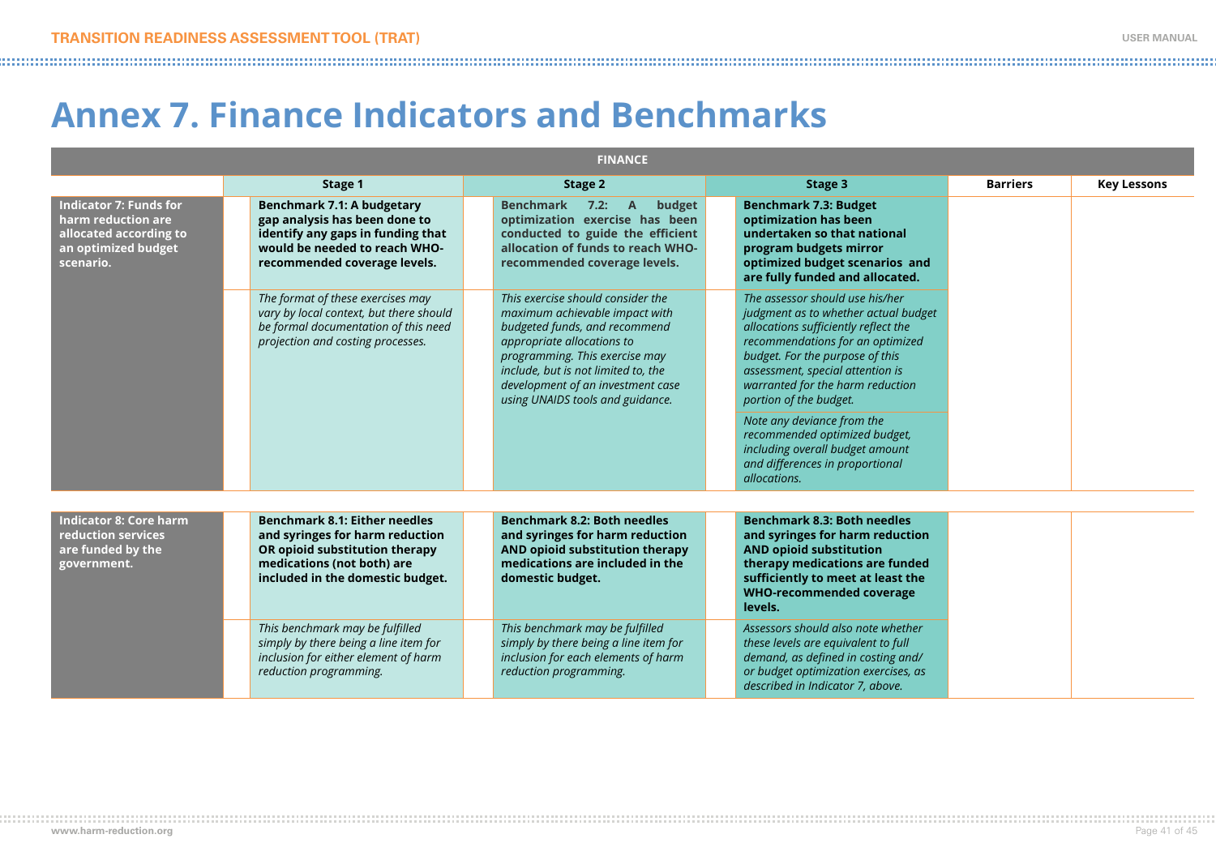# Annex 7. Finance Indicators and Benchmarks

| FINANCE | | | | | |
|---|---|---|---|---|---|
| | **Stage 1** | **Stage 2** | **Stage 3** | **Barriers** | **Key Lessons** |
| **Indicator 7: Funds for harm reduction are allocated according to an optimized budget scenario.** | **Benchmark 7.1: A budgetary gap analysis has been done to identify any gaps in funding that would be needed to reach WHO-recommended coverage levels.** | **Benchmark 7.2: A budget optimization exercise has been conducted to guide the efficient allocation of funds to reach WHO-recommended coverage levels.** | **Benchmark 7.3: Budget optimization has been undertaken so that national program budgets mirror optimized budget scenarios and are fully funded and allocated.** | | |
| | *The format of these exercises may vary by local context, but there should be formal documentation of this need projection and costing processes.* | *This exercise should consider the maximum achievable impact with budgeted funds, and recommend appropriate allocations to programming. This exercise may include, but is not limited to, the development of an investment case using UNAIDS tools and guidance.* | *The assessor should use his/her judgment as to whether actual budget allocations sufficiently reflect the recommendations for an optimized budget. For the purpose of this assessment, special attention is warranted for the harm reduction portion of the budget.* | | |
| | | | *Note any deviance from the recommended optimized budget, including overall budget amount and differences in proportional allocations.* | | |
| **Indicator 8: Core harm reduction services are funded by the government.** | **Benchmark 8.1: Either needles and syringes for harm reduction OR opioid substitution therapy medications (not both) are included in the domestic budget.** | **Benchmark 8.2: Both needles and syringes for harm reduction AND opioid substitution therapy medications are included in the domestic budget.** | **Benchmark 8.3: Both needles and syringes for harm reduction AND opioid substitution therapy medications are funded sufficiently to meet at least the WHO-recommended coverage levels.** | | |
| | *This benchmark may be fulfilled simply by there being a line item for inclusion for either element of harm reduction programming.* | *This benchmark may be fulfilled simply by there being a line item for inclusion for each elements of harm reduction programming.* | *Assessors should also note whether these levels are equivalent to full demand, as defined in costing and/ or budget optimization exercises, as described in Indicator 7, above.* | | |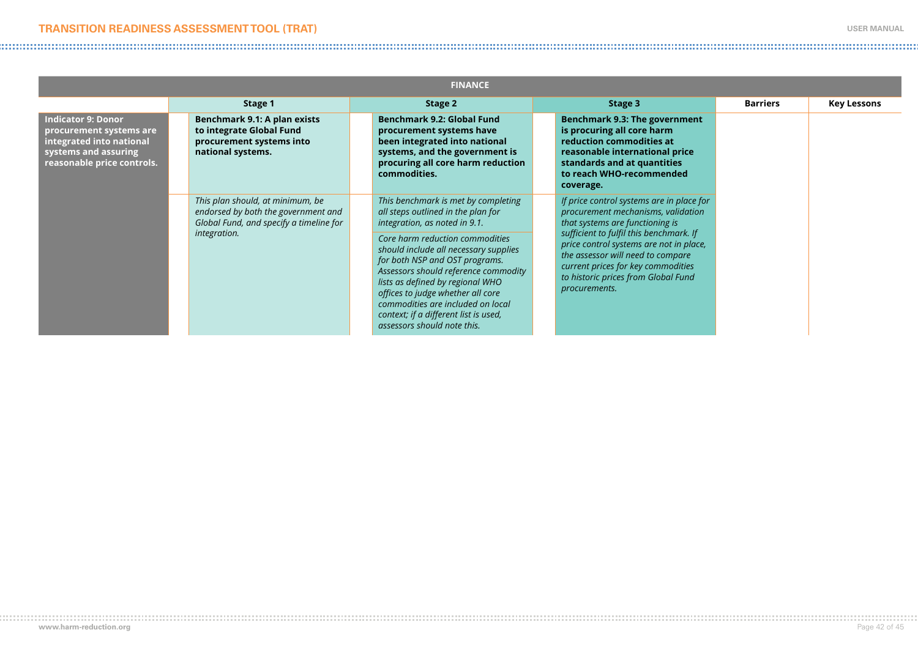| FINANCE | | | | | |
|---|---|---|---|---|---|
| | **Stage 1** | **Stage 2** | **Stage 3** | **Barriers** | **Key Lessons** |
| **Indicator 9: Donor procurement systems are integrated into national systems and assuring reasonable price controls.** | **Benchmark 9.1: A plan exists to integrate Global Fund procurement systems into national systems.** | **Benchmark 9.2: Global Fund procurement systems have been integrated into national systems, and the government is procuring all core harm reduction commodities.** | **Benchmark 9.3: The government is procuring all core harm reduction commodities at reasonable international price standards and at quantities to reach WHO-recommended coverage.** | | |
| | *This plan should, at minimum, be endorsed by both the government and Global Fund, and specify a timeline for integration.* | *This benchmark is met by completing all steps outlined in the plan for integration, as noted in 9.1.* <br><br> *Core harm reduction commodities should include all necessary supplies for both NSP and OST programs. Assessors should reference commodity lists as defined by regional WHO offices to judge whether all core commodities are included on local context; if a different list is used, assessors should note this.* | *If price control systems are in place for procurement mechanisms, validation that systems are functioning is sufficient to fulfil this benchmark. If price control systems are not in place, the assessor will need to compare current prices for key commodities to historic prices from Global Fund procurements.* | | |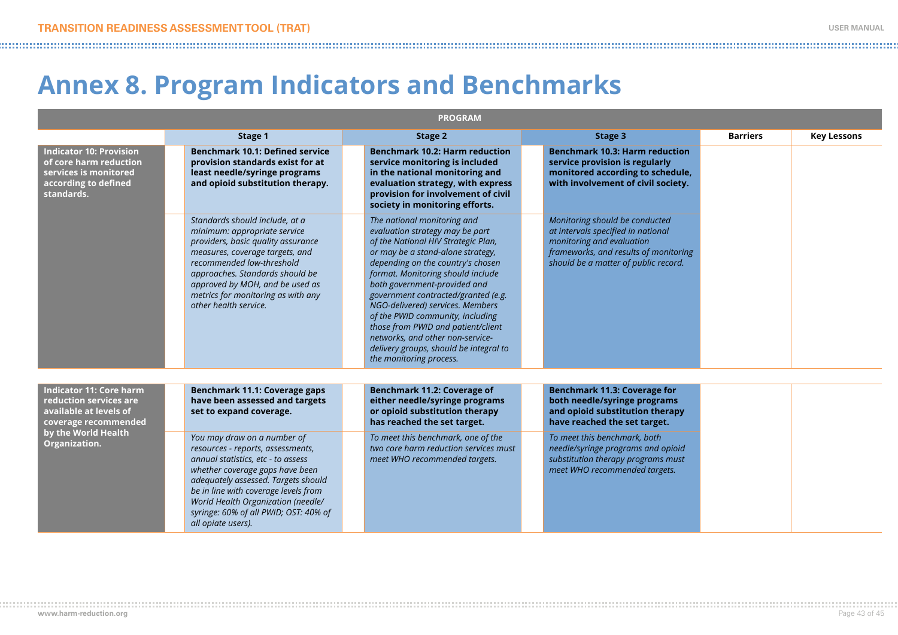# Annex 8. Program Indicators and Benchmarks

| PROGRAM | | | | | |
|---|---|---|---|---|---|
| | Stage 1 | Stage 2 | Stage 3 | Barriers | Key Lessons |
| **Indicator 10: Provision of core harm reduction services is monitored according to defined standards.** | **Benchmark 10.1: Defined service provision standards exist for at least needle/syringe programs and opioid substitution therapy.** | **Benchmark 10.2: Harm reduction service monitoring is included in the national monitoring and evaluation strategy, with express provision for involvement of civil society in monitoring efforts.** | **Benchmark 10.3: Harm reduction service provision is regularly monitored according to schedule, with involvement of civil society.** | | |
| | *Standards should include, at a minimum: appropriate service providers, basic quality assurance measures, coverage targets, and recommended low-threshold approaches. Standards should be approved by MOH, and be used as metrics for monitoring as with any other health service.* | *The national monitoring and evaluation strategy may be part of the National HIV Strategic Plan, or may be a stand-alone strategy, depending on the country's chosen format. Monitoring should include both government-provided and government contracted/granted (e.g. NGO-delivered) services. Members of the PWID community, including those from PWID and patient/client networks, and other non-service-delivery groups, should be integral to the monitoring process.* | *Monitoring should be conducted at intervals specified in national monitoring and evaluation frameworks, and results of monitoring should be a matter of public record.* | | |
| **Indicator 11: Core harm reduction services are available at levels of coverage recommended by the World Health Organization.** | **Benchmark 11.1: Coverage gaps have been assessed and targets set to expand coverage.** | **Benchmark 11.2: Coverage of either needle/syringe programs or opioid substitution therapy has reached the set target.** | **Benchmark 11.3: Coverage for both needle/syringe programs and opioid substitution therapy have reached the set target.** | | |
| | *You may draw on a number of resources - reports, assessments, annual statistics, etc - to assess whether coverage gaps have been adequately assessed. Targets should be in line with coverage levels from World Health Organization (needle/syringe: 60% of all PWID; OST: 40% of all opiate users).* | *To meet this benchmark, one of the two core harm reduction services must meet WHO recommended targets.* | *To meet this benchmark, both needle/syringe programs and opioid substitution therapy programs must meet WHO recommended targets.* | | |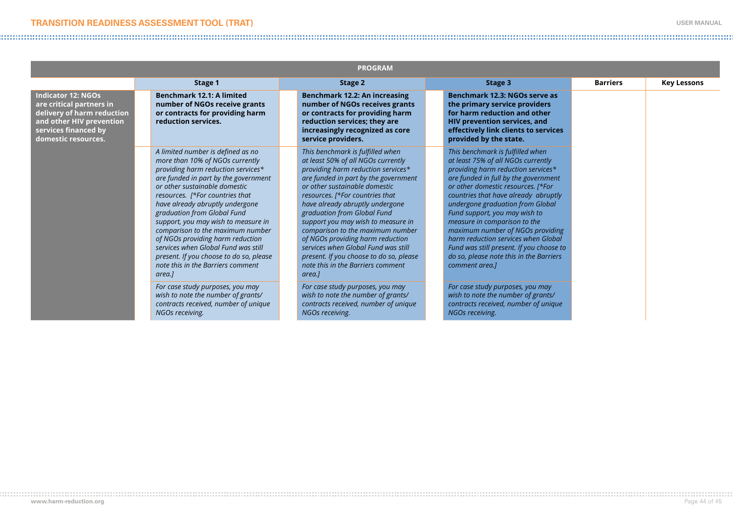| PROGRAM | | | | | |
|---|---|---|---|---|---|
| | Stage 1 | Stage 2 | Stage 3 | Barriers | Key Lessons |
| **Indicator 12: NGOs are critical partners in delivery of harm reduction and other HIV prevention services financed by domestic resources.** | **Benchmark 12.1: A limited number of NGOs receive grants or contracts for providing harm reduction services.** | **Benchmark 12.2: An increasing number of NGOs receives grants or contracts for providing harm reduction services; they are increasingly recognized as core service providers.** | **Benchmark 12.3: NGOs serve as the primary service providers for harm reduction and other HIV prevention services, and effectively link clients to services provided by the state.** | | |
| | *A limited number is defined as no more than 10% of NGOs currently providing harm reduction services* are funded in part by the government or other sustainable domestic resources. [*For countries that have already abruptly undergone graduation from Global Fund support, you may wish to measure in comparison to the maximum number of NGOs providing harm reduction services when Global Fund was still present. If you choose to do so, please note this in the Barriers comment area.]* | *This benchmark is fulfilled when at least 50% of all NGOs currently providing harm reduction services* are funded in part by the government or other sustainable domestic resources. [*For countries that have already abruptly undergone graduation from Global Fund support you may wish to measure in comparison to the maximum number of NGOs providing harm reduction services when Global Fund was still present. If you choose to do so, please note this in the Barriers comment area.]* | *This benchmark is fulfilled when at least 75% of all NGOs currently providing harm reduction services* are funded in full by the government or other domestic resources. [*For countries that have already abruptly undergone graduation from Global Fund support, you may wish to measure in comparison to the maximum number of NGOs providing harm reduction services when Global Fund was still present. If you choose to do so, please note this in the Barriers comment area.]* | | |
| | *For case study purposes, you may wish to note the number of grants/ contracts received, number of unique NGOs receiving.* | *For case study purposes, you may wish to note the number of grants/ contracts received, number of unique NGOs receiving.* | *For case study purposes, you may wish to note the number of grants/ contracts received, number of unique NGOs receiving.* | | |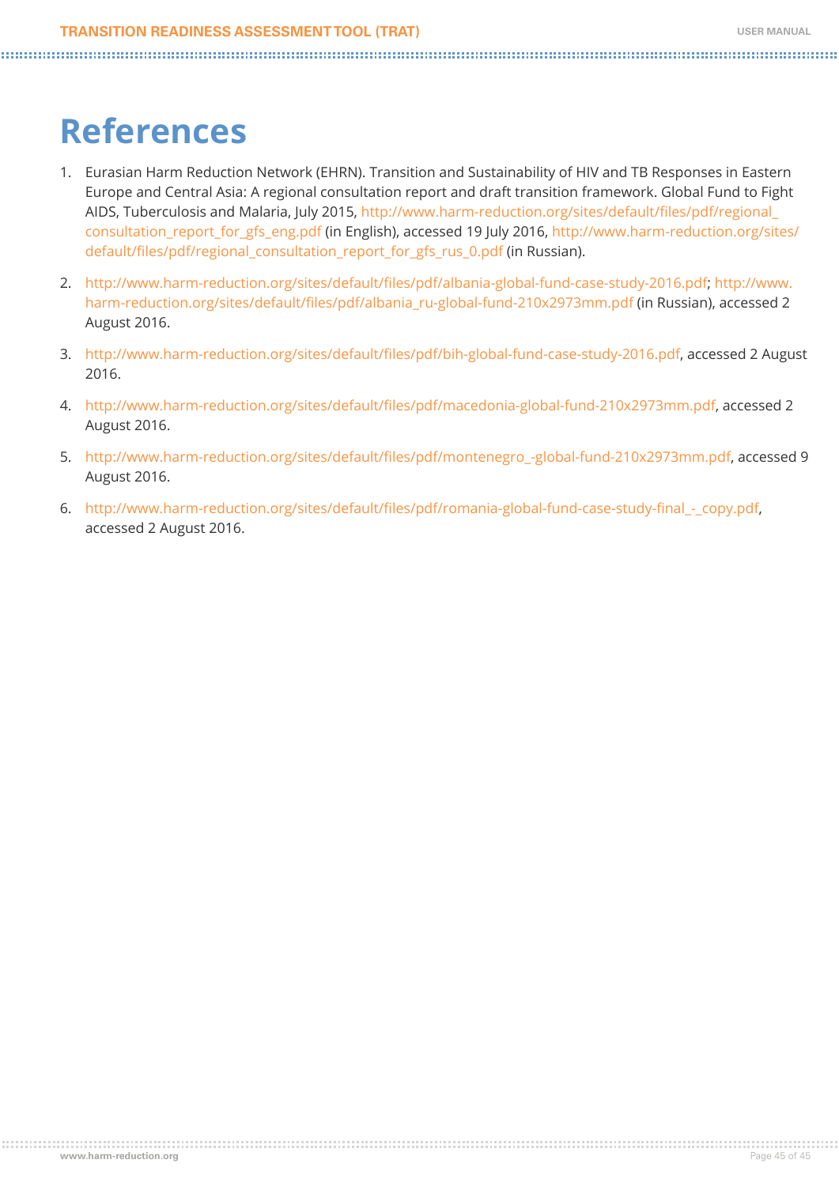# References

1. Eurasian Harm Reduction Network (EHRN). Transition and Sustainability of HIV and TB Responses in Eastern Europe and Central Asia: A regional consultation report and draft transition framework. Global Fund to Fight AIDS, Tuberculosis and Malaria, July 2015, http://www.harm-reduction.org/sites/default/files/pdf/regional_consultation_report_for_gfs_eng.pdf (in English), accessed 19 July 2016, http://www.harm-reduction.org/sites/default/files/pdf/regional_consultation_report_for_gfs_rus_0.pdf (in Russian).

2. http://www.harm-reduction.org/sites/default/files/pdf/albania-global-fund-case-study-2016.pdf; http://www.harm-reduction.org/sites/default/files/pdf/albania_ru-global-fund-210x2973mm.pdf (in Russian), accessed 2 August 2016.

3. http://www.harm-reduction.org/sites/default/files/pdf/bih-global-fund-case-study-2016.pdf, accessed 2 August 2016.

4. http://www.harm-reduction.org/sites/default/files/pdf/macedonia-global-fund-210x2973mm.pdf, accessed 2 August 2016.

5. http://www.harm-reduction.org/sites/default/files/pdf/montenegro_-global-fund-210x2973mm.pdf, accessed 9 August 2016.

6. http://www.harm-reduction.org/sites/default/files/pdf/romania-global-fund-case-study-final_-_copy.pdf, accessed 2 August 2016.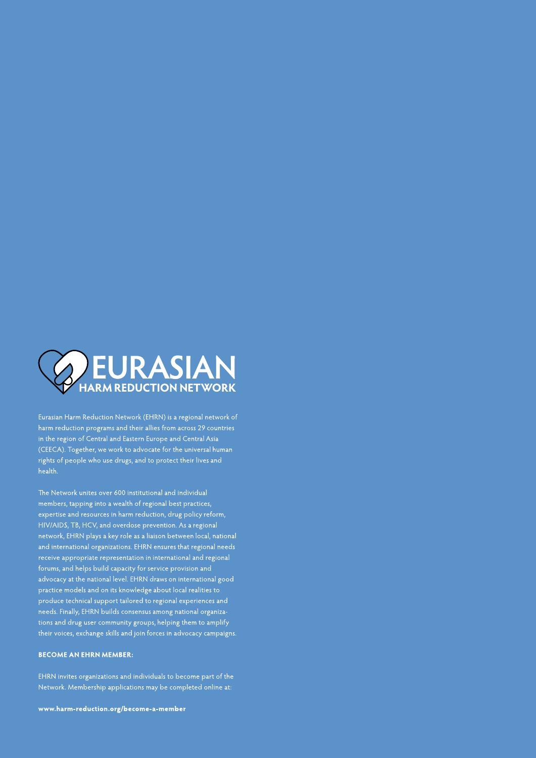# EURASIAN HARM REDUCTION NETWORK

Eurasian Harm Reduction Network (EHRN) is a regional network of harm reduction programs and their allies from across 29 countries in the region of Central and Eastern Europe and Central Asia (CEECA). Together, we work to advocate for the universal human rights of people who use drugs, and to protect their lives and health.

The Network unites over 600 institutional and individual members, tapping into a wealth of regional best practices, expertise and resources in harm reduction, drug policy reform, HIV/AIDS, TB, HCV, and overdose prevention. As a regional network, EHRN plays a key role as a liaison between local, national and international organizations. EHRN ensures that regional needs receive appropriate representation in international and regional forums, and helps build capacity for service provision and advocacy at the national level. EHRN draws on international good practice models and on its knowledge about local realities to produce technical support tailored to regional experiences and needs. Finally, EHRN builds consensus among national organizations and drug user community groups, helping them to amplify their voices, exchange skills and join forces in advocacy campaigns.

**BECOME AN EHRN MEMBER:**

EHRN invites organizations and individuals to become part of the Network. Membership applications may be completed online at:

**www.harm-reduction.org/become-a-member**